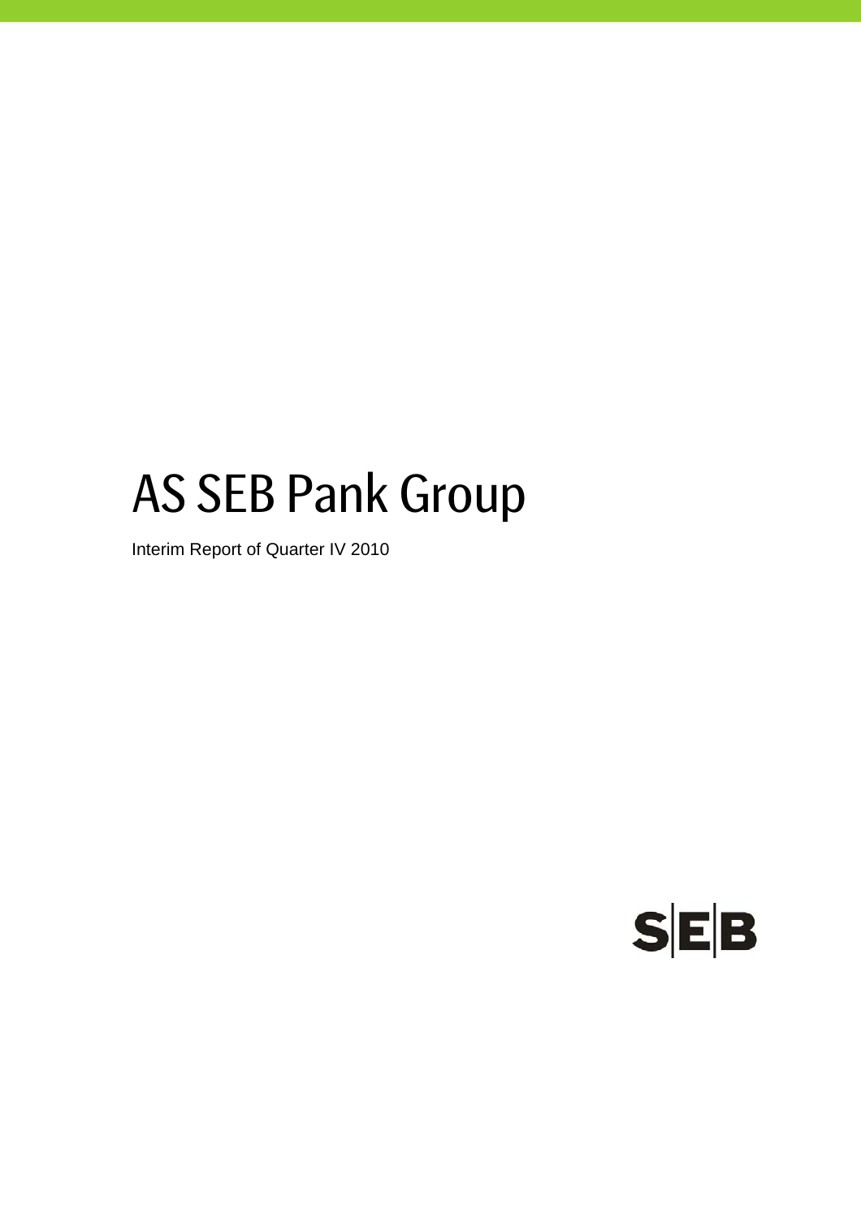# AS SEB Pank Group

Interim Report of Quarter IV 2010

SEB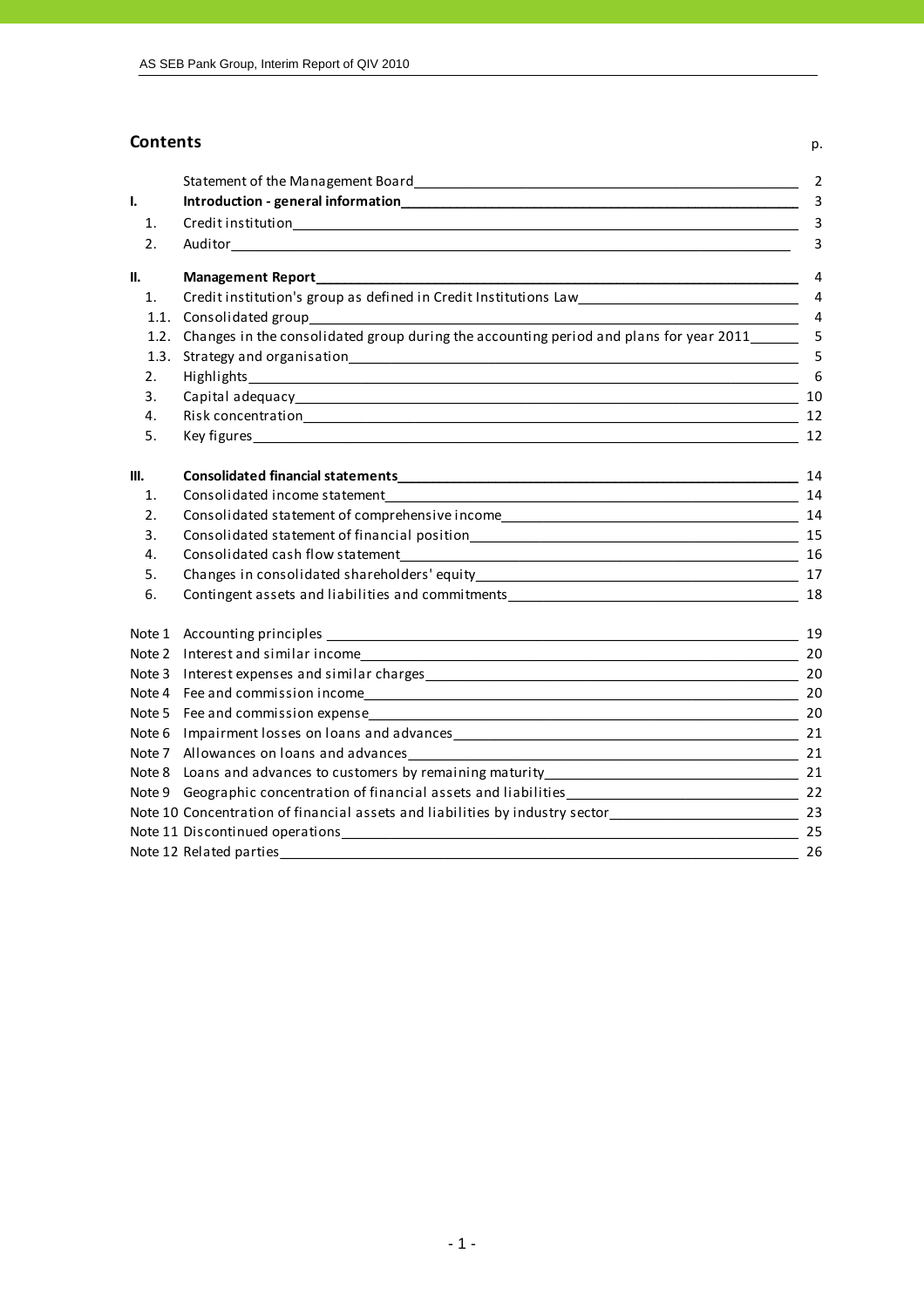## Contents

| | | p. |
|---|---|---|
| | Statement of the Management Board | 2 |
| **I.** | **Introduction - general information** | 3 |
| 1. | Credit institution | 3 |
| 2. | Auditor | 3 |
| **II.** | **Management Report** | 4 |
| 1. | Credit institution's group as defined in Credit Institutions Law | 4 |
| 1.1. | Consolidated group | 4 |
| 1.2. | Changes in the consolidated group during the accounting period and plans for year 2011 | 5 |
| 1.3. | Strategy and organisation | 5 |
| 2. | Highlights | 6 |
| 3. | Capital adequacy | 10 |
| 4. | Risk concentration | 12 |
| 5. | Key figures | 12 |
| **III.** | **Consolidated financial statements** | 14 |
| 1. | Consolidated income statement | 14 |
| 2. | Consolidated statement of comprehensive income | 14 |
| 3. | Consolidated statement of financial position | 15 |
| 4. | Consolidated cash flow statement | 16 |
| 5. | Changes in consolidated shareholders' equity | 17 |
| 6. | Contingent assets and liabilities and commitments | 18 |
| Note 1 | Accounting principles | 19 |
| Note 2 | Interest and similar income | 20 |
| Note 3 | Interest expenses and similar charges | 20 |
| Note 4 | Fee and commission income | 20 |
| Note 5 | Fee and commission expense | 20 |
| Note 6 | Impairment losses on loans and advances | 21 |
| Note 7 | Allowances on loans and advances | 21 |
| Note 8 | Loans and advances to customers by remaining maturity | 21 |
| Note 9 | Geographic concentration of financial assets and liabilities | 22 |
| Note 10 | Concentration of financial assets and liabilities by industry sector | 23 |
| Note 11 | Discontinued operations | 25 |
| Note 12 | Related parties | 26 |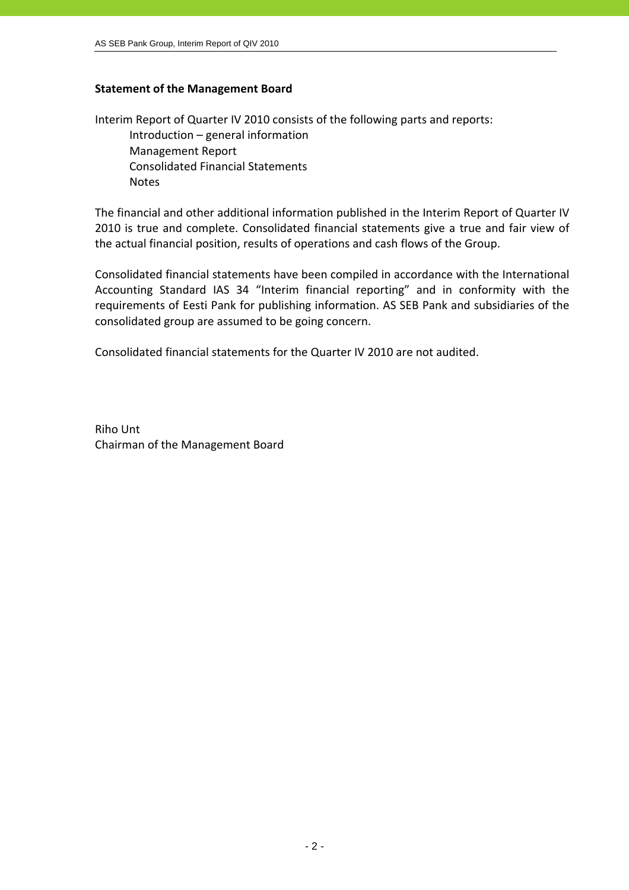## Statement of the Management Board

Interim Report of Quarter IV 2010 consists of the following parts and reports:

- Introduction – general information
- Management Report
- Consolidated Financial Statements
- Notes

The financial and other additional information published in the Interim Report of Quarter IV 2010 is true and complete. Consolidated financial statements give a true and fair view of the actual financial position, results of operations and cash flows of the Group.

Consolidated financial statements have been compiled in accordance with the International Accounting Standard IAS 34 "Interim financial reporting" and in conformity with the requirements of Eesti Pank for publishing information. AS SEB Pank and subsidiaries of the consolidated group are assumed to be going concern.

Consolidated financial statements for the Quarter IV 2010 are not audited.

Riho Unt
Chairman of the Management Board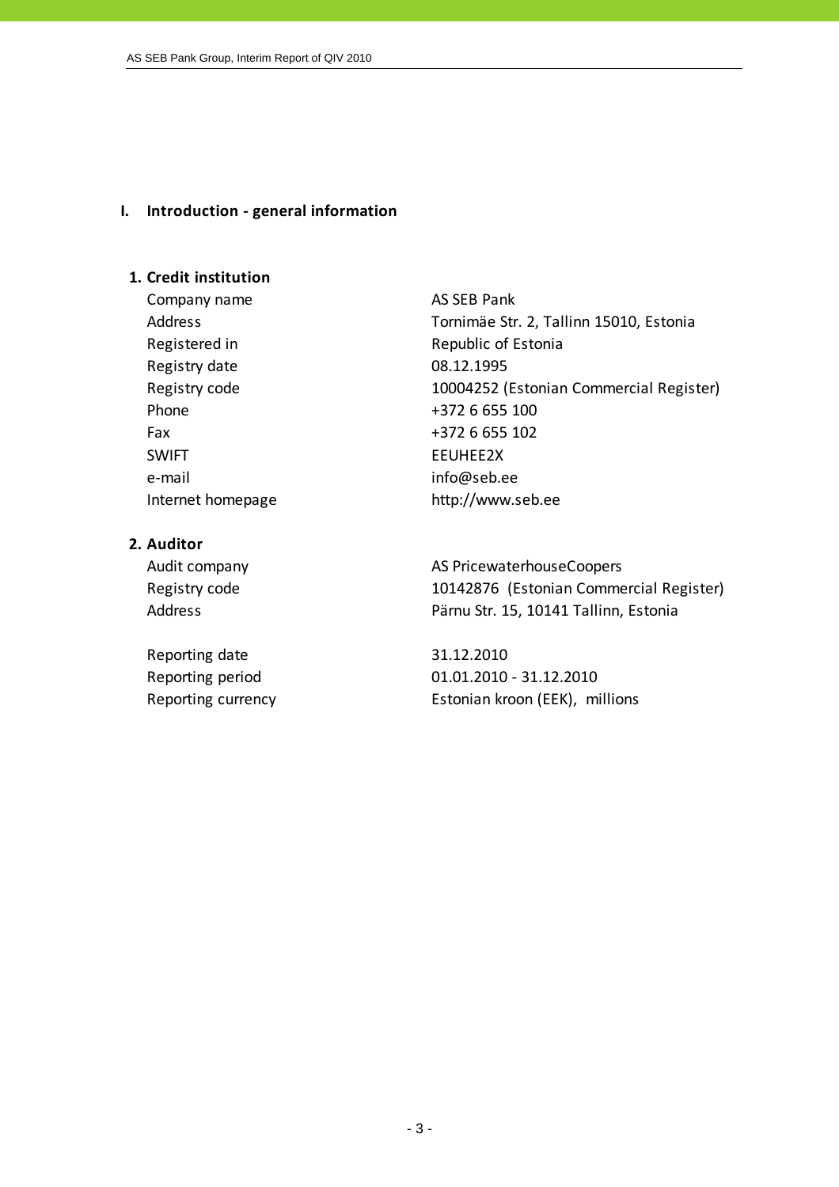# I. Introduction - general information

## 1. Credit institution

| | |
|---|---|
| Company name | AS SEB Pank |
| Address | Tornimäe Str. 2, Tallinn 15010, Estonia |
| Registered in | Republic of Estonia |
| Registry date | 08.12.1995 |
| Registry code | 10004252 (Estonian Commercial Register) |
| Phone | +372 6 655 100 |
| Fax | +372 6 655 102 |
| SWIFT | EEUHEE2X |
| e-mail | info@seb.ee |
| Internet homepage | http://www.seb.ee |

## 2. Auditor

| | |
|---|---|
| Audit company | AS PricewaterhouseCoopers |
| Registry code | 10142876 (Estonian Commercial Register) |
| Address | Pärnu Str. 15, 10141 Tallinn, Estonia |

| | |
|---|---|
| Reporting date | 31.12.2010 |
| Reporting period | 01.01.2010 - 31.12.2010 |
| Reporting currency | Estonian kroon (EEK), millions |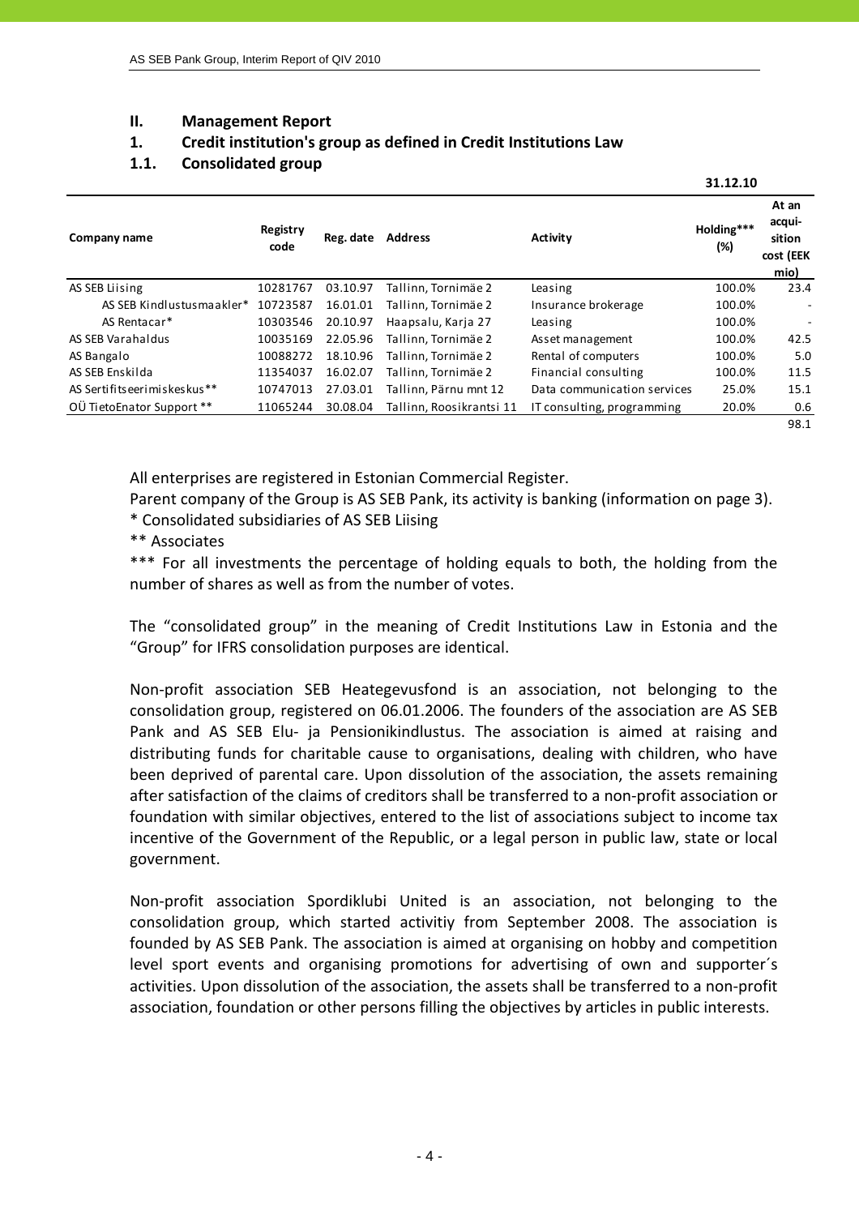## II. Management Report

### 1. Credit institution's group as defined in Credit Institutions Law

### 1.1. Consolidated group

| Company name | Registry code | Reg. date | Address | Activity | 31.12.10 Holding*** (%) | At an acqui-sition cost (EEK mio) |
|---|---|---|---|---|---|---|
| AS SEB Liising | 10281767 | 03.10.97 | Tallinn, Tornimäe 2 | Leasing | 100.0% | 23.4 |
| AS SEB Kindlustusmaakler* | 10723587 | 16.01.01 | Tallinn, Tornimäe 2 | Insurance brokerage | 100.0% | - |
| AS Rentacar* | 10303546 | 20.10.97 | Haapsalu, Karja 27 | Leasing | 100.0% | - |
| AS SEB Varahaldus | 10035169 | 22.05.96 | Tallinn, Tornimäe 2 | Asset management | 100.0% | 42.5 |
| AS Bangalo | 10088272 | 18.10.96 | Tallinn, Tornimäe 2 | Rental of computers | 100.0% | 5.0 |
| AS SEB Enskilda | 11354037 | 16.02.07 | Tallinn, Tornimäe 2 | Financial consulting | 100.0% | 11.5 |
| AS Sertifitseerimiskeskus** | 10747013 | 27.03.01 | Tallinn, Pärnu mnt 12 | Data communication services | 25.0% | 15.1 |
| OÜ TietoEnator Support ** | 11065244 | 30.08.04 | Tallinn, Roosikrantsi 11 | IT consulting, programming | 20.0% | 0.6 |
| | | | | | | 98.1 |

All enterprises are registered in Estonian Commercial Register.

Parent company of the Group is AS SEB Pank, its activity is banking (information on page 3).

* Consolidated subsidiaries of AS SEB Liising

** Associates

*** For all investments the percentage of holding equals to both, the holding from the number of shares as well as from the number of votes.

The "consolidated group" in the meaning of Credit Institutions Law in Estonia and the "Group" for IFRS consolidation purposes are identical.

Non-profit association SEB Heategevusfond is an association, not belonging to the consolidation group, registered on 06.01.2006. The founders of the association are AS SEB Pank and AS SEB Elu- ja Pensionikindlustus. The association is aimed at raising and distributing funds for charitable cause to organisations, dealing with children, who have been deprived of parental care. Upon dissolution of the association, the assets remaining after satisfaction of the claims of creditors shall be transferred to a non-profit association or foundation with similar objectives, entered to the list of associations subject to income tax incentive of the Government of the Republic, or a legal person in public law, state or local government.

Non-profit association Spordiklubi United is an association, not belonging to the consolidation group, which started activitiy from September 2008. The association is founded by AS SEB Pank. The association is aimed at organising on hobby and competition level sport events and organising promotions for advertising of own and supporter´s activities. Upon dissolution of the association, the assets shall be transferred to a non-profit association, foundation or other persons filling the objectives by articles in public interests.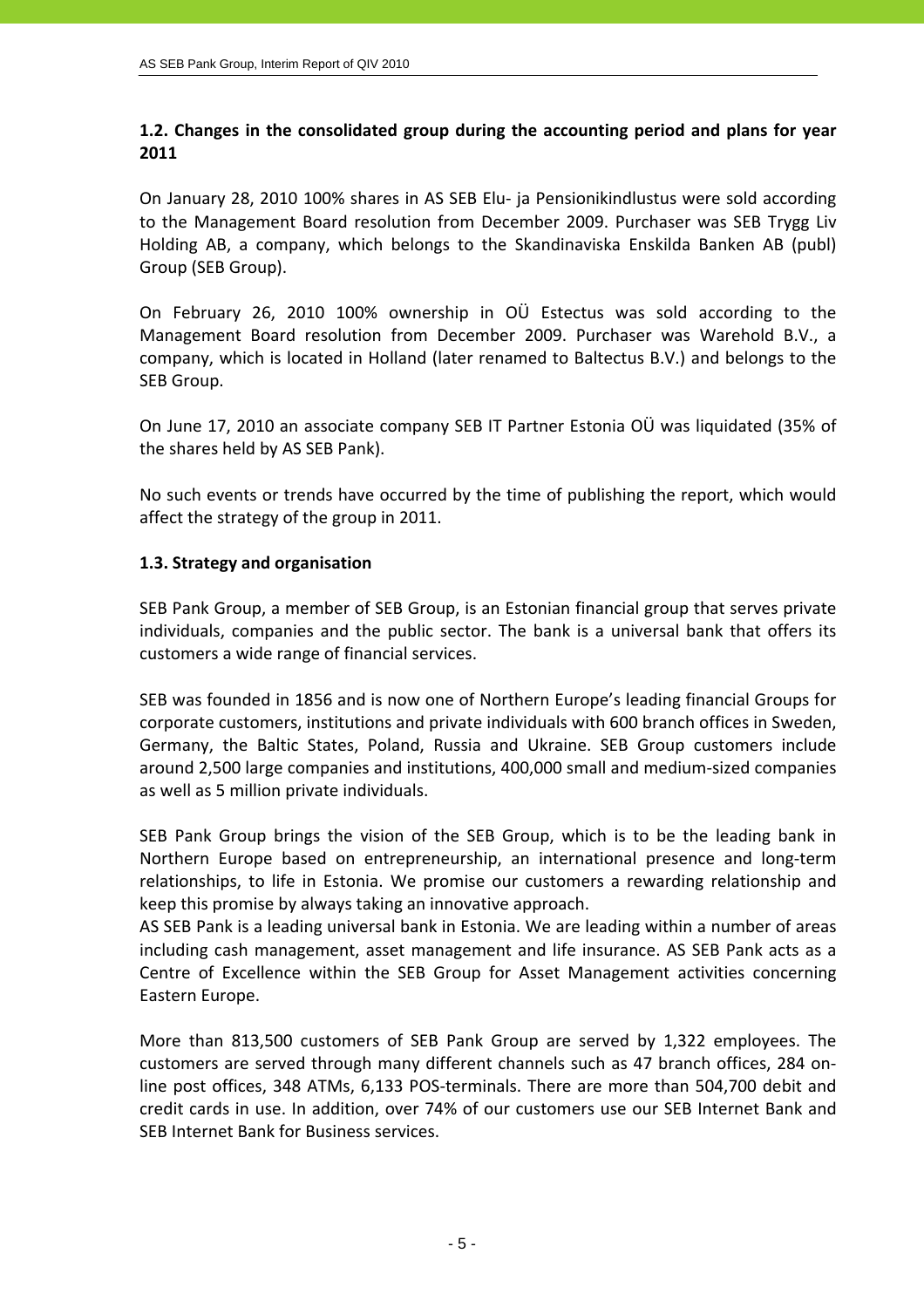## 1.2. Changes in the consolidated group during the accounting period and plans for year 2011

On January 28, 2010 100% shares in AS SEB Elu- ja Pensionikindlustus were sold according to the Management Board resolution from December 2009. Purchaser was SEB Trygg Liv Holding AB, a company, which belongs to the Skandinaviska Enskilda Banken AB (publ) Group (SEB Group).

On February 26, 2010 100% ownership in OÜ Estectus was sold according to the Management Board resolution from December 2009. Purchaser was Warehold B.V., a company, which is located in Holland (later renamed to Baltectus B.V.) and belongs to the SEB Group.

On June 17, 2010 an associate company SEB IT Partner Estonia OÜ was liquidated (35% of the shares held by AS SEB Pank).

No such events or trends have occurred by the time of publishing the report, which would affect the strategy of the group in 2011.

## 1.3. Strategy and organisation

SEB Pank Group, a member of SEB Group, is an Estonian financial group that serves private individuals, companies and the public sector. The bank is a universal bank that offers its customers a wide range of financial services.

SEB was founded in 1856 and is now one of Northern Europe's leading financial Groups for corporate customers, institutions and private individuals with 600 branch offices in Sweden, Germany, the Baltic States, Poland, Russia and Ukraine. SEB Group customers include around 2,500 large companies and institutions, 400,000 small and medium-sized companies as well as 5 million private individuals.

SEB Pank Group brings the vision of the SEB Group, which is to be the leading bank in Northern Europe based on entrepreneurship, an international presence and long-term relationships, to life in Estonia. We promise our customers a rewarding relationship and keep this promise by always taking an innovative approach.
AS SEB Pank is a leading universal bank in Estonia. We are leading within a number of areas including cash management, asset management and life insurance. AS SEB Pank acts as a Centre of Excellence within the SEB Group for Asset Management activities concerning Eastern Europe.

More than 813,500 customers of SEB Pank Group are served by 1,322 employees. The customers are served through many different channels such as 47 branch offices, 284 on-line post offices, 348 ATMs, 6,133 POS-terminals. There are more than 504,700 debit and credit cards in use. In addition, over 74% of our customers use our SEB Internet Bank and SEB Internet Bank for Business services.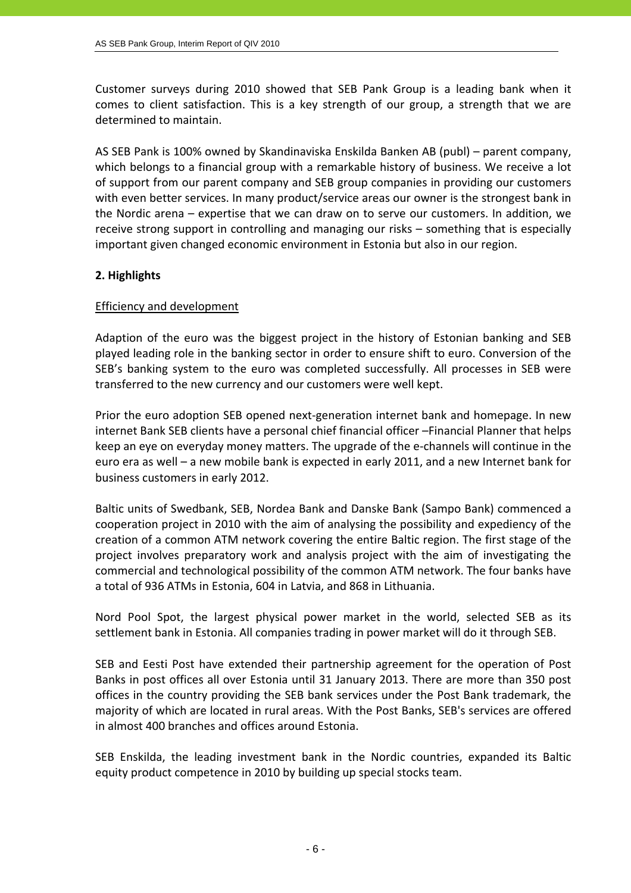Customer surveys during 2010 showed that SEB Pank Group is a leading bank when it comes to client satisfaction. This is a key strength of our group, a strength that we are determined to maintain.

AS SEB Pank is 100% owned by Skandinaviska Enskilda Banken AB (publ) – parent company, which belongs to a financial group with a remarkable history of business. We receive a lot of support from our parent company and SEB group companies in providing our customers with even better services. In many product/service areas our owner is the strongest bank in the Nordic arena – expertise that we can draw on to serve our customers. In addition, we receive strong support in controlling and managing our risks – something that is especially important given changed economic environment in Estonia but also in our region.

## 2. Highlights

Efficiency and development

Adaption of the euro was the biggest project in the history of Estonian banking and SEB played leading role in the banking sector in order to ensure shift to euro. Conversion of the SEB's banking system to the euro was completed successfully. All processes in SEB were transferred to the new currency and our customers were well kept.

Prior the euro adoption SEB opened next-generation internet bank and homepage. In new internet Bank SEB clients have a personal chief financial officer –Financial Planner that helps keep an eye on everyday money matters. The upgrade of the e-channels will continue in the euro era as well – a new mobile bank is expected in early 2011, and a new Internet bank for business customers in early 2012.

Baltic units of Swedbank, SEB, Nordea Bank and Danske Bank (Sampo Bank) commenced a cooperation project in 2010 with the aim of analysing the possibility and expediency of the creation of a common ATM network covering the entire Baltic region. The first stage of the project involves preparatory work and analysis project with the aim of investigating the commercial and technological possibility of the common ATM network. The four banks have a total of 936 ATMs in Estonia, 604 in Latvia, and 868 in Lithuania.

Nord Pool Spot, the largest physical power market in the world, selected SEB as its settlement bank in Estonia. All companies trading in power market will do it through SEB.

SEB and Eesti Post have extended their partnership agreement for the operation of Post Banks in post offices all over Estonia until 31 January 2013. There are more than 350 post offices in the country providing the SEB bank services under the Post Bank trademark, the majority of which are located in rural areas. With the Post Banks, SEB's services are offered in almost 400 branches and offices around Estonia.

SEB Enskilda, the leading investment bank in the Nordic countries, expanded its Baltic equity product competence in 2010 by building up special stocks team.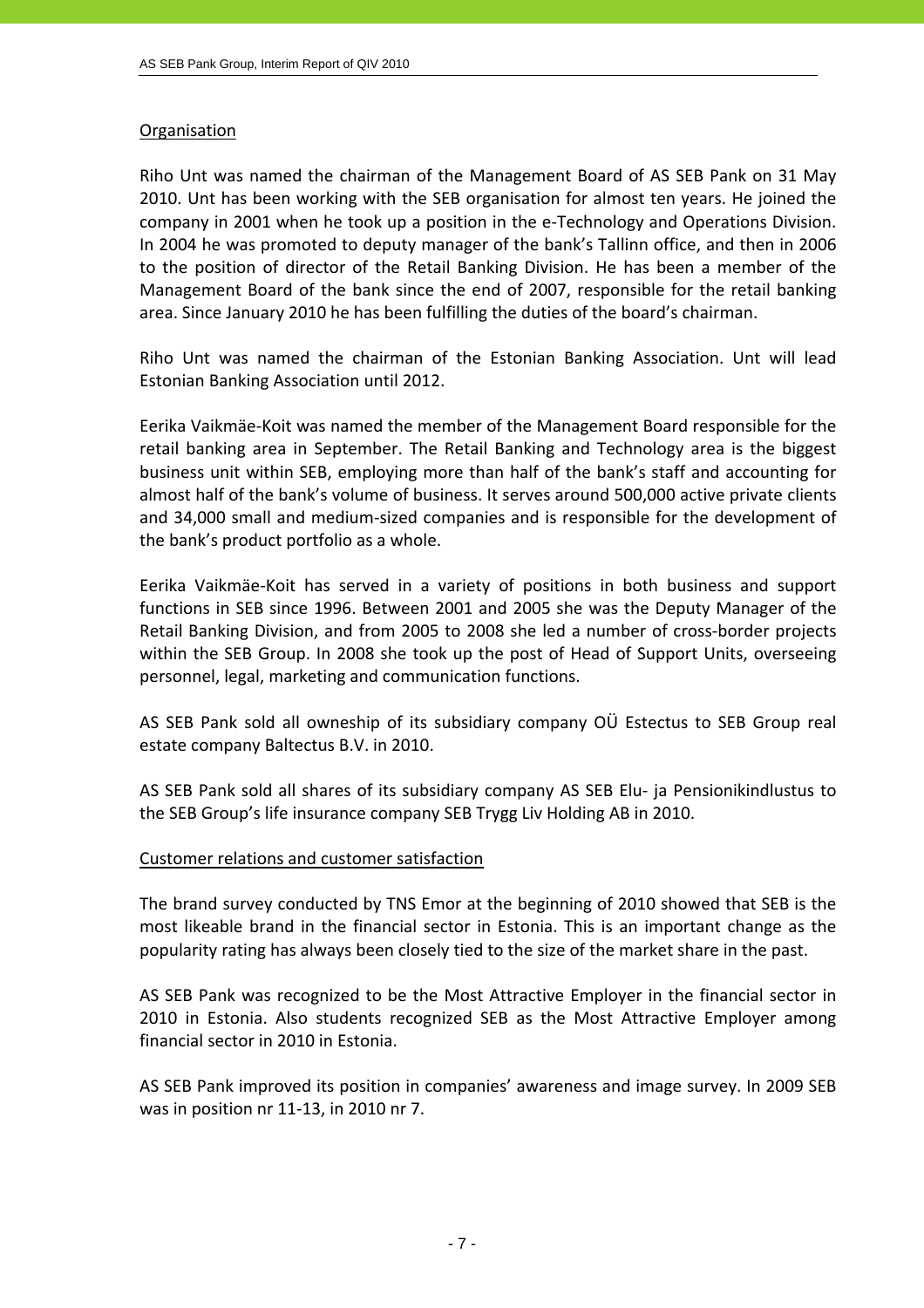Organisation

Riho Unt was named the chairman of the Management Board of AS SEB Pank on 31 May 2010. Unt has been working with the SEB organisation for almost ten years. He joined the company in 2001 when he took up a position in the e-Technology and Operations Division. In 2004 he was promoted to deputy manager of the bank's Tallinn office, and then in 2006 to the position of director of the Retail Banking Division. He has been a member of the Management Board of the bank since the end of 2007, responsible for the retail banking area. Since January 2010 he has been fulfilling the duties of the board's chairman.

Riho Unt was named the chairman of the Estonian Banking Association. Unt will lead Estonian Banking Association until 2012.

Eerika Vaikmäe-Koit was named the member of the Management Board responsible for the retail banking area in September. The Retail Banking and Technology area is the biggest business unit within SEB, employing more than half of the bank's staff and accounting for almost half of the bank's volume of business. It serves around 500,000 active private clients and 34,000 small and medium-sized companies and is responsible for the development of the bank's product portfolio as a whole.

Eerika Vaikmäe-Koit has served in a variety of positions in both business and support functions in SEB since 1996. Between 2001 and 2005 she was the Deputy Manager of the Retail Banking Division, and from 2005 to 2008 she led a number of cross-border projects within the SEB Group. In 2008 she took up the post of Head of Support Units, overseeing personnel, legal, marketing and communication functions.

AS SEB Pank sold all owneship of its subsidiary company OÜ Estectus to SEB Group real estate company Baltectus B.V. in 2010.

AS SEB Pank sold all shares of its subsidiary company AS SEB Elu- ja Pensionikindlustus to the SEB Group's life insurance company SEB Trygg Liv Holding AB in 2010.

Customer relations and customer satisfaction

The brand survey conducted by TNS Emor at the beginning of 2010 showed that SEB is the most likeable brand in the financial sector in Estonia. This is an important change as the popularity rating has always been closely tied to the size of the market share in the past.

AS SEB Pank was recognized to be the Most Attractive Employer in the financial sector in 2010 in Estonia. Also students recognized SEB as the Most Attractive Employer among financial sector in 2010 in Estonia.

AS SEB Pank improved its position in companies' awareness and image survey. In 2009 SEB was in position nr 11-13, in 2010 nr 7.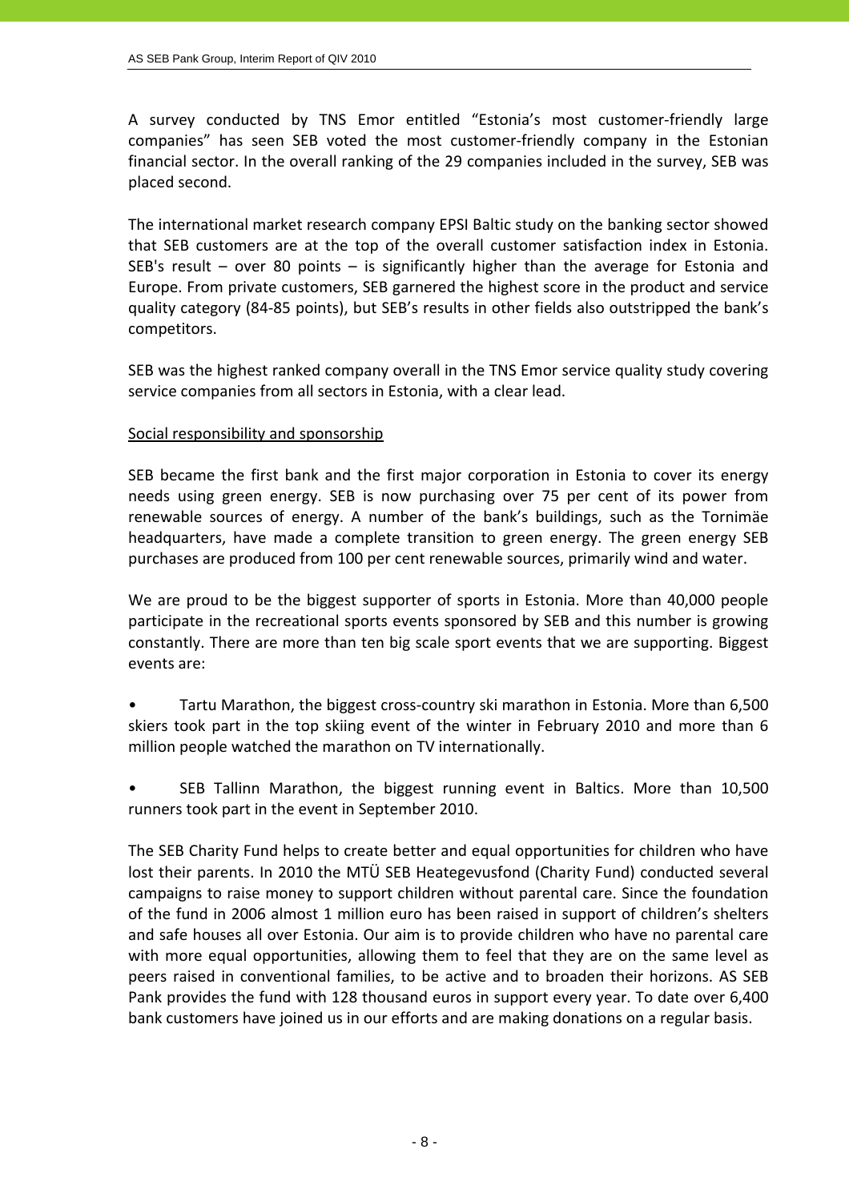A survey conducted by TNS Emor entitled "Estonia's most customer-friendly large companies" has seen SEB voted the most customer-friendly company in the Estonian financial sector. In the overall ranking of the 29 companies included in the survey, SEB was placed second.

The international market research company EPSI Baltic study on the banking sector showed that SEB customers are at the top of the overall customer satisfaction index in Estonia. SEB's result – over 80 points – is significantly higher than the average for Estonia and Europe. From private customers, SEB garnered the highest score in the product and service quality category (84-85 points), but SEB's results in other fields also outstripped the bank's competitors.

SEB was the highest ranked company overall in the TNS Emor service quality study covering service companies from all sectors in Estonia, with a clear lead.

<u>Social responsibility and sponsorship</u>

SEB became the first bank and the first major corporation in Estonia to cover its energy needs using green energy. SEB is now purchasing over 75 per cent of its power from renewable sources of energy. A number of the bank's buildings, such as the Tornimäe headquarters, have made a complete transition to green energy. The green energy SEB purchases are produced from 100 per cent renewable sources, primarily wind and water.

We are proud to be the biggest supporter of sports in Estonia. More than 40,000 people participate in the recreational sports events sponsored by SEB and this number is growing constantly. There are more than ten big scale sport events that we are supporting. Biggest events are:

- Tartu Marathon, the biggest cross-country ski marathon in Estonia. More than 6,500 skiers took part in the top skiing event of the winter in February 2010 and more than 6 million people watched the marathon on TV internationally.
- SEB Tallinn Marathon, the biggest running event in Baltics. More than 10,500 runners took part in the event in September 2010.

The SEB Charity Fund helps to create better and equal opportunities for children who have lost their parents. In 2010 the MTÜ SEB Heategevusfond (Charity Fund) conducted several campaigns to raise money to support children without parental care. Since the foundation of the fund in 2006 almost 1 million euro has been raised in support of children's shelters and safe houses all over Estonia. Our aim is to provide children who have no parental care with more equal opportunities, allowing them to feel that they are on the same level as peers raised in conventional families, to be active and to broaden their horizons. AS SEB Pank provides the fund with 128 thousand euros in support every year. To date over 6,400 bank customers have joined us in our efforts and are making donations on a regular basis.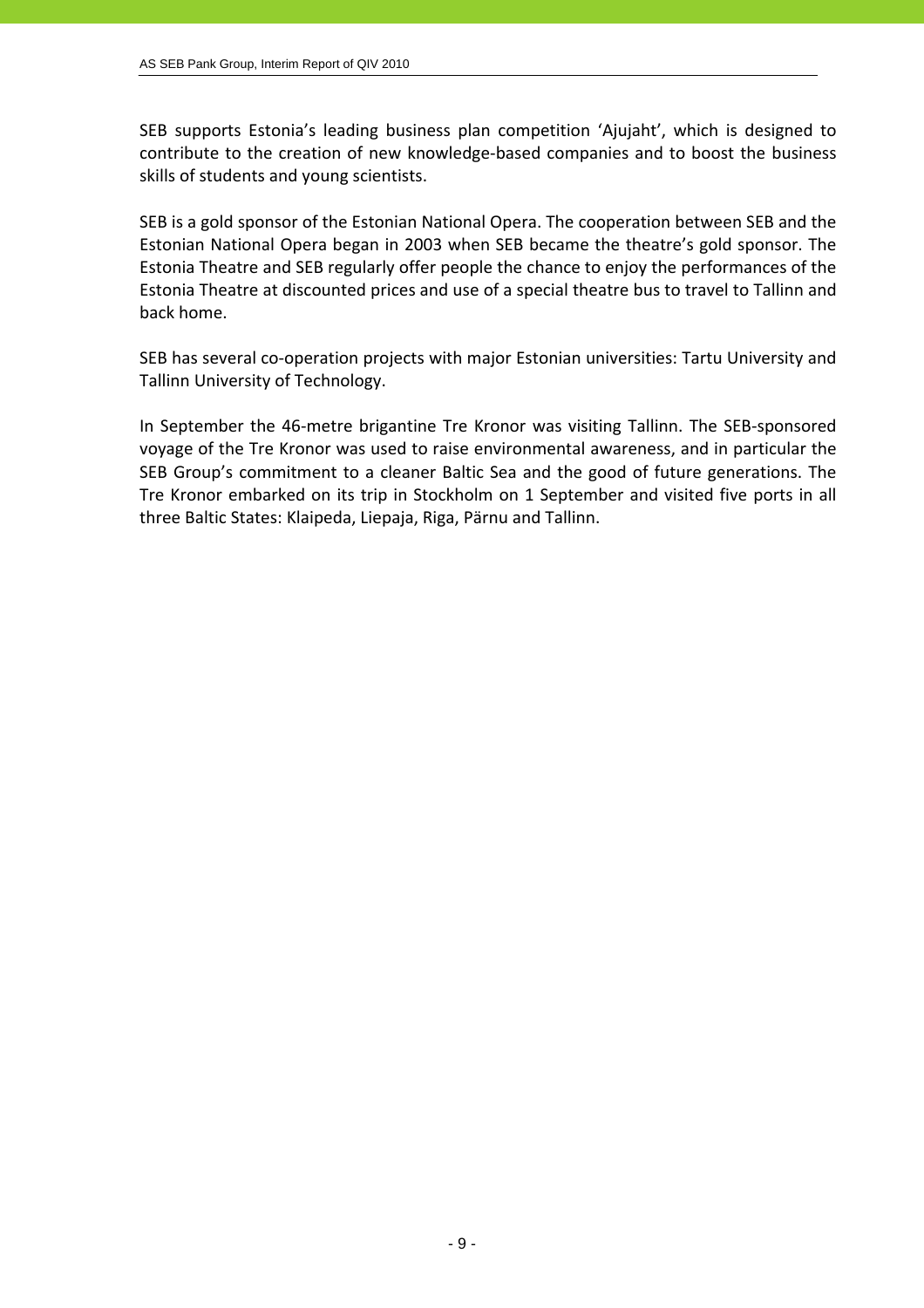SEB supports Estonia's leading business plan competition 'Ajujaht', which is designed to contribute to the creation of new knowledge-based companies and to boost the business skills of students and young scientists.

SEB is a gold sponsor of the Estonian National Opera. The cooperation between SEB and the Estonian National Opera began in 2003 when SEB became the theatre's gold sponsor. The Estonia Theatre and SEB regularly offer people the chance to enjoy the performances of the Estonia Theatre at discounted prices and use of a special theatre bus to travel to Tallinn and back home.

SEB has several co-operation projects with major Estonian universities: Tartu University and Tallinn University of Technology.

In September the 46-metre brigantine Tre Kronor was visiting Tallinn. The SEB-sponsored voyage of the Tre Kronor was used to raise environmental awareness, and in particular the SEB Group's commitment to a cleaner Baltic Sea and the good of future generations. The Tre Kronor embarked on its trip in Stockholm on 1 September and visited five ports in all three Baltic States: Klaipeda, Liepaja, Riga, Pärnu and Tallinn.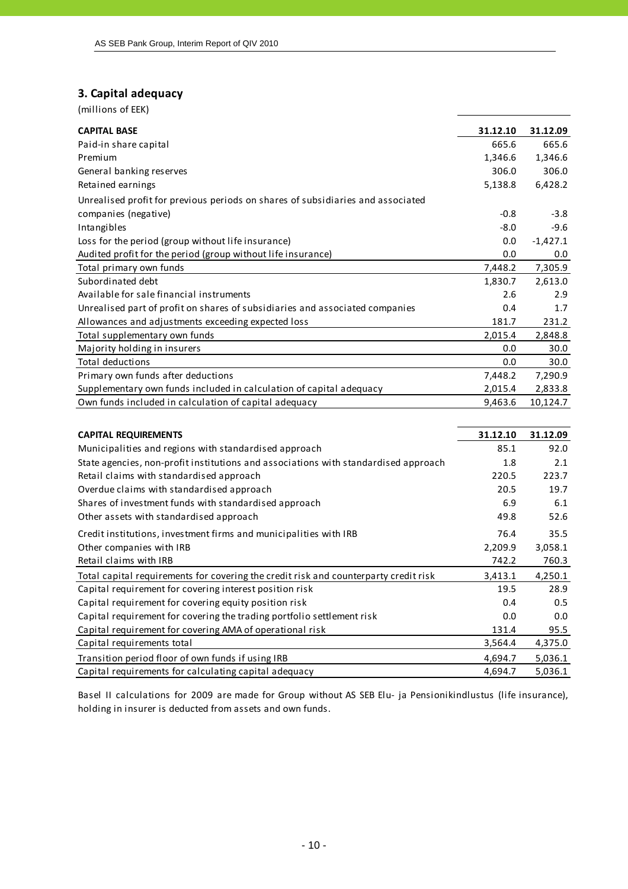## 3. Capital adequacy

(millions of EEK)

| CAPITAL BASE | 31.12.10 | 31.12.09 |
|---|---|---|
| Paid-in share capital | 665.6 | 665.6 |
| Premium | 1,346.6 | 1,346.6 |
| General banking reserves | 306.0 | 306.0 |
| Retained earnings | 5,138.8 | 6,428.2 |
| Unrealised profit for previous periods on shares of subsidiaries and associated companies (negative) | -0.8 | -3.8 |
| Intangibles | -8.0 | -9.6 |
| Loss for the period (group without life insurance) | 0.0 | -1,427.1 |
| Audited profit for the period (group without life insurance) | 0.0 | 0.0 |
| Total primary own funds | 7,448.2 | 7,305.9 |
| Subordinated debt | 1,830.7 | 2,613.0 |
| Available for sale financial instruments | 2.6 | 2.9 |
| Unrealised part of profit on shares of subsidiaries and associated companies | 0.4 | 1.7 |
| Allowances and adjustments exceeding expected loss | 181.7 | 231.2 |
| Total supplementary own funds | 2,015.4 | 2,848.8 |
| Majority holding in insurers | 0.0 | 30.0 |
| Total deductions | 0.0 | 30.0 |
| Primary own funds after deductions | 7,448.2 | 7,290.9 |
| Supplementary own funds included in calculation of capital adequacy | 2,015.4 | 2,833.8 |
| Own funds included in calculation of capital adequacy | 9,463.6 | 10,124.7 |

| CAPITAL REQUIREMENTS | 31.12.10 | 31.12.09 |
|---|---|---|
| Municipalities and regions with standardised approach | 85.1 | 92.0 |
| State agencies, non-profit institutions and associations with standardised approach | 1.8 | 2.1 |
| Retail claims with standardised approach | 220.5 | 223.7 |
| Overdue claims with standardised approach | 20.5 | 19.7 |
| Shares of investment funds with standardised approach | 6.9 | 6.1 |
| Other assets with standardised approach | 49.8 | 52.6 |
| Credit institutions, investment firms and municipalities with IRB | 76.4 | 35.5 |
| Other companies with IRB | 2,209.9 | 3,058.1 |
| Retail claims with IRB | 742.2 | 760.3 |
| Total capital requirements for covering the credit risk and counterparty credit risk | 3,413.1 | 4,250.1 |
| Capital requirement for covering interest position risk | 19.5 | 28.9 |
| Capital requirement for covering equity position risk | 0.4 | 0.5 |
| Capital requirement for covering the trading portfolio settlement risk | 0.0 | 0.0 |
| Capital requirement for covering AMA of operational risk | 131.4 | 95.5 |
| Capital requirements total | 3,564.4 | 4,375.0 |
| Transition period floor of own funds if using IRB | 4,694.7 | 5,036.1 |
| Capital requirements for calculating capital adequacy | 4,694.7 | 5,036.1 |

Basel II calculations for 2009 are made for Group without AS SEB Elu- ja Pensionikindlustus (life insurance), holding in insurer is deducted from assets and own funds.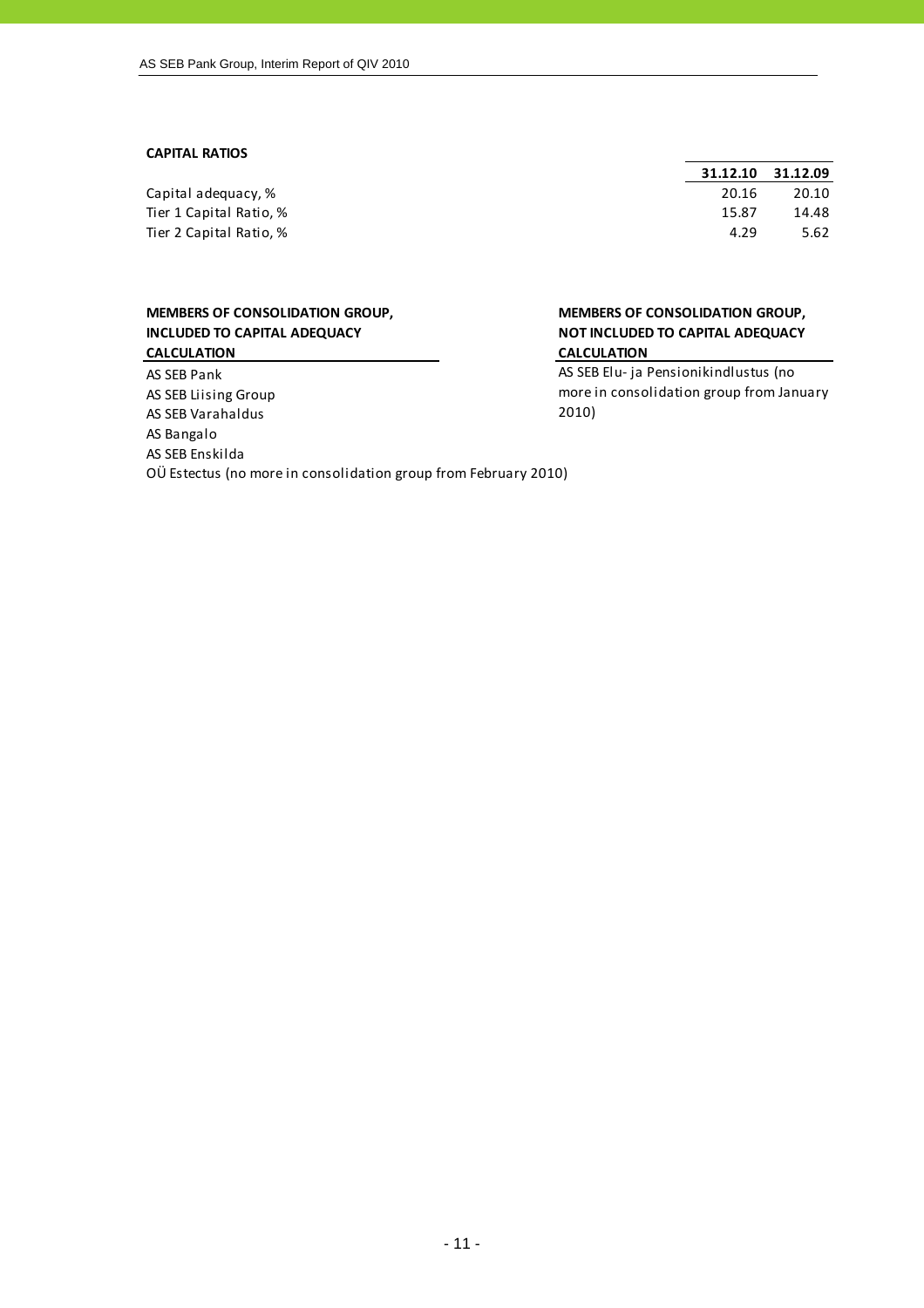**CAPITAL RATIOS**

| | 31.12.10 | 31.12.09 |
|---|---|---|
| Capital adequacy, % | 20.16 | 20.10 |
| Tier 1 Capital Ratio, % | 15.87 | 14.48 |
| Tier 2 Capital Ratio, % | 4.29 | 5.62 |

**MEMBERS OF CONSOLIDATION GROUP, INCLUDED TO CAPITAL ADEQUACY CALCULATION**

AS SEB Pank
AS SEB Liising Group
AS SEB Varahaldus
AS Bangalo
AS SEB Enskilda
OÜ Estectus (no more in consolidation group from February 2010)

**MEMBERS OF CONSOLIDATION GROUP, NOT INCLUDED TO CAPITAL ADEQUACY CALCULATION**

AS SEB Elu- ja Pensionikindlustus (no more in consolidation group from January 2010)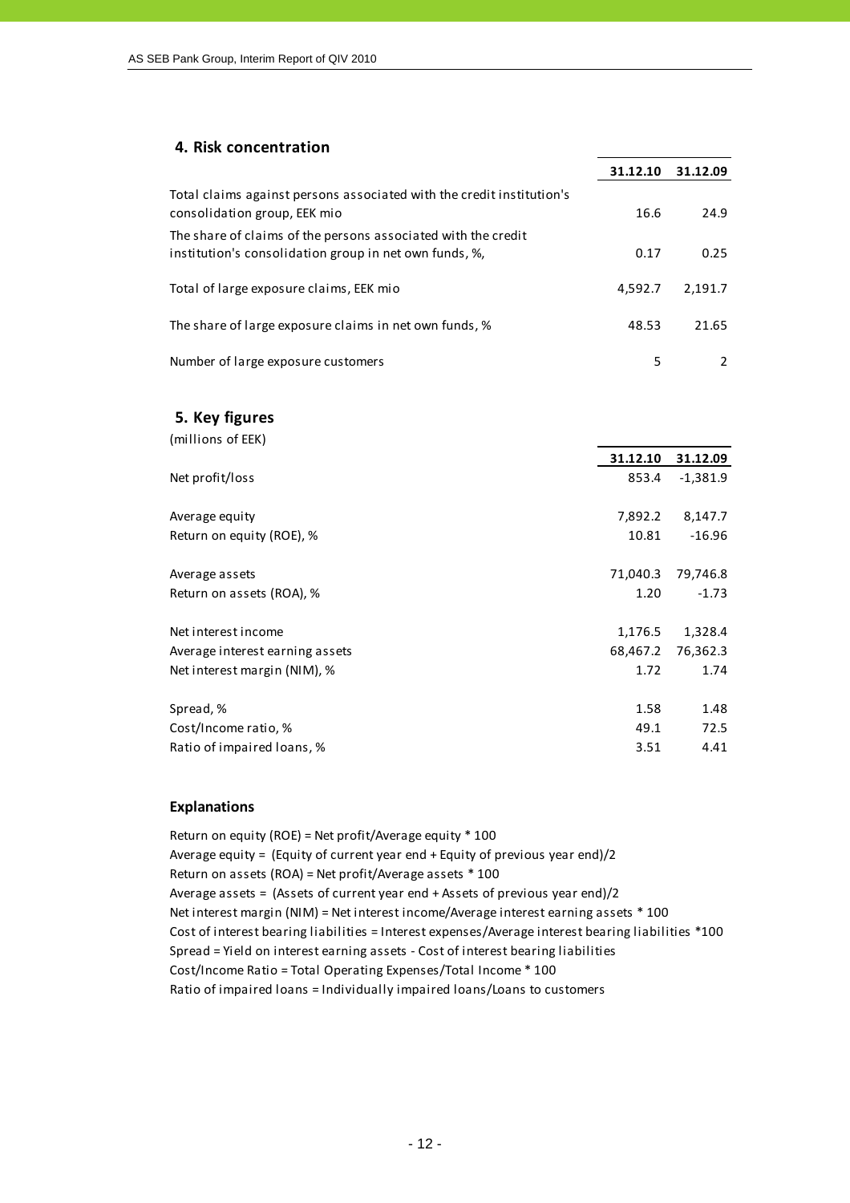## 4. Risk concentration

| | 31.12.10 | 31.12.09 |
|---|---|---|
| Total claims against persons associated with the credit institution's consolidation group, EEK mio | 16.6 | 24.9 |
| The share of claims of the persons associated with the credit institution's consolidation group in net own funds, %, | 0.17 | 0.25 |
| Total of large exposure claims, EEK mio | 4,592.7 | 2,191.7 |
| The share of large exposure claims in net own funds, % | 48.53 | 21.65 |
| Number of large exposure customers | 5 | 2 |

## 5. Key figures

(millions of EEK)

| | 31.12.10 | 31.12.09 |
|---|---|---|
| Net profit/loss | 853.4 | -1,381.9 |
| Average equity | 7,892.2 | 8,147.7 |
| Return on equity (ROE), % | 10.81 | -16.96 |
| Average assets | 71,040.3 | 79,746.8 |
| Return on assets (ROA), % | 1.20 | -1.73 |
| Net interest income | 1,176.5 | 1,328.4 |
| Average interest earning assets | 68,467.2 | 76,362.3 |
| Net interest margin (NIM), % | 1.72 | 1.74 |
| Spread, % | 1.58 | 1.48 |
| Cost/Income ratio, % | 49.1 | 72.5 |
| Ratio of impaired loans, % | 3.51 | 4.41 |

### Explanations

Return on equity (ROE) = Net profit/Average equity * 100
Average equity = (Equity of current year end + Equity of previous year end)/2
Return on assets (ROA) = Net profit/Average assets * 100
Average assets = (Assets of current year end + Assets of previous year end)/2
Net interest margin (NIM) = Net interest income/Average interest earning assets * 100
Cost of interest bearing liabilities = Interest expenses/Average interest bearing liabilities *100
Spread = Yield on interest earning assets - Cost of interest bearing liabilities
Cost/Income Ratio = Total Operating Expenses/Total Income * 100
Ratio of impaired loans = Individually impaired loans/Loans to customers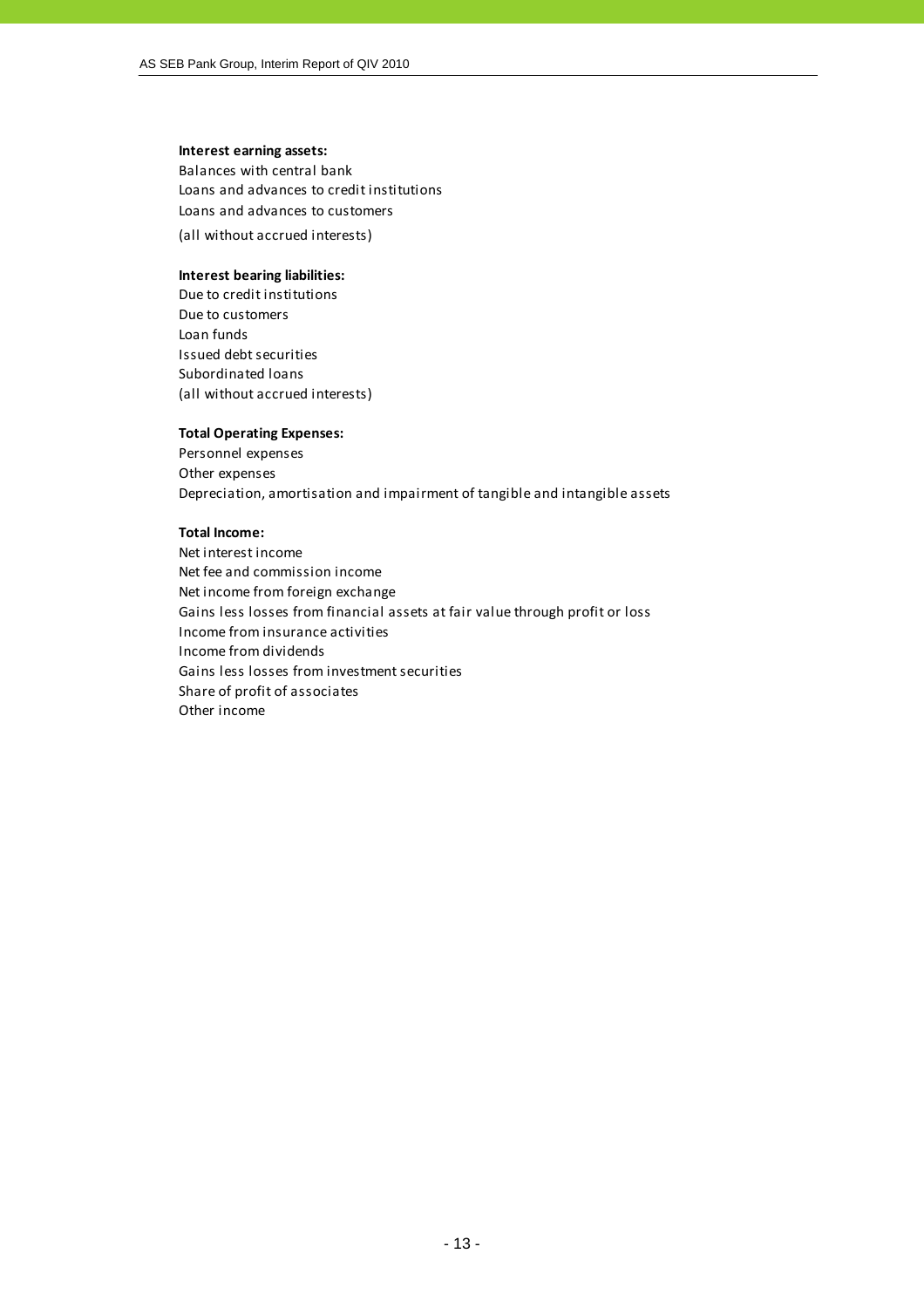**Interest earning assets:**
Balances with central bank
Loans and advances to credit institutions
Loans and advances to customers
(all without accrued interests)

**Interest bearing liabilities:**
Due to credit institutions
Due to customers
Loan funds
Issued debt securities
Subordinated loans
(all without accrued interests)

**Total Operating Expenses:**
Personnel expenses
Other expenses
Depreciation, amortisation and impairment of tangible and intangible assets

**Total Income:**
Net interest income
Net fee and commission income
Net income from foreign exchange
Gains less losses from financial assets at fair value through profit or loss
Income from insurance activities
Income from dividends
Gains less losses from investment securities
Share of profit of associates
Other income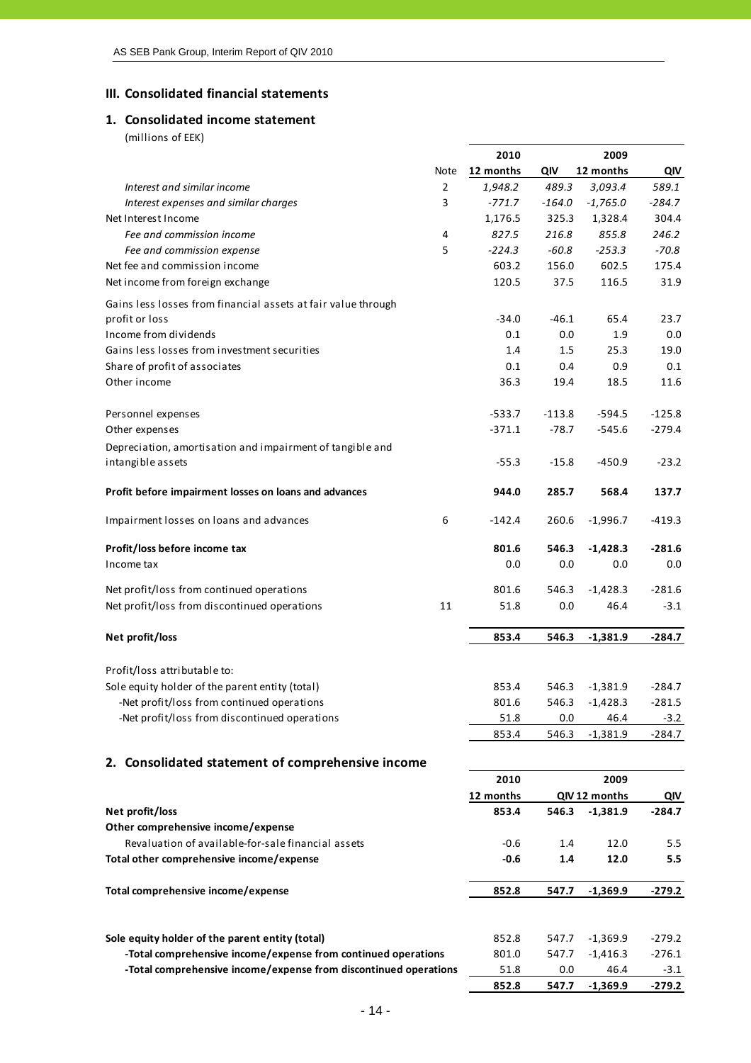## III. Consolidated financial statements

### 1. Consolidated income statement

(millions of EEK)

| | Note | 2010 12 months | 2010 QIV | 2009 12 months | 2009 QIV |
|---|---|---|---|---|---|
| *Interest and similar income* | 2 | *1,948.2* | *489.3* | *3,093.4* | *589.1* |
| *Interest expenses and similar charges* | 3 | *-771.7* | *-164.0* | *-1,765.0* | *-284.7* |
| Net Interest Income | | 1,176.5 | 325.3 | 1,328.4 | 304.4 |
| *Fee and commission income* | 4 | *827.5* | *216.8* | *855.8* | *246.2* |
| *Fee and commission expense* | 5 | *-224.3* | *-60.8* | *-253.3* | *-70.8* |
| Net fee and commission income | | 603.2 | 156.0 | 602.5 | 175.4 |
| Net income from foreign exchange | | 120.5 | 37.5 | 116.5 | 31.9 |
| Gains less losses from financial assets at fair value through profit or loss | | -34.0 | -46.1 | 65.4 | 23.7 |
| Income from dividends | | 0.1 | 0.0 | 1.9 | 0.0 |
| Gains less losses from investment securities | | 1.4 | 1.5 | 25.3 | 19.0 |
| Share of profit of associates | | 0.1 | 0.4 | 0.9 | 0.1 |
| Other income | | 36.3 | 19.4 | 18.5 | 11.6 |
| Personnel expenses | | -533.7 | -113.8 | -594.5 | -125.8 |
| Other expenses | | -371.1 | -78.7 | -545.6 | -279.4 |
| Depreciation, amortisation and impairment of tangible and intangible assets | | -55.3 | -15.8 | -450.9 | -23.2 |
| **Profit before impairment losses on loans and advances** | | **944.0** | **285.7** | **568.4** | **137.7** |
| Impairment losses on loans and advances | 6 | -142.4 | 260.6 | -1,996.7 | -419.3 |
| **Profit/loss before income tax** | | **801.6** | **546.3** | **-1,428.3** | **-281.6** |
| Income tax | | 0.0 | 0.0 | 0.0 | 0.0 |
| Net profit/loss from continued operations | | 801.6 | 546.3 | -1,428.3 | -281.6 |
| Net profit/loss from discontinued operations | 11 | 51.8 | 0.0 | 46.4 | -3.1 |
| **Net profit/loss** | | **853.4** | **546.3** | **-1,381.9** | **-284.7** |
| Profit/loss attributable to: | | | | | |
| Sole equity holder of the parent entity (total) | | 853.4 | 546.3 | -1,381.9 | -284.7 |
| -Net profit/loss from continued operations | | 801.6 | 546.3 | -1,428.3 | -281.5 |
| -Net profit/loss from discontinued operations | | 51.8 | 0.0 | 46.4 | -3.2 |
| | | 853.4 | 546.3 | -1,381.9 | -284.7 |

### 2. Consolidated statement of comprehensive income

| | 2010 12 months | 2010 QIV | 2009 12 months | 2009 QIV |
|---|---|---|---|---|
| **Net profit/loss** | **853.4** | **546.3** | **-1,381.9** | **-284.7** |
| **Other comprehensive income/expense** | | | | |
| Revaluation of available-for-sale financial assets | -0.6 | 1.4 | 12.0 | 5.5 |
| **Total other comprehensive income/expense** | **-0.6** | **1.4** | **12.0** | **5.5** |
| **Total comprehensive income/expense** | **852.8** | **547.7** | **-1,369.9** | **-279.2** |
| **Sole equity holder of the parent entity (total)** | 852.8 | 547.7 | -1,369.9 | -279.2 |
| **-Total comprehensive income/expense from continued operations** | 801.0 | 547.7 | -1,416.3 | -276.1 |
| **-Total comprehensive income/expense from discontinued operations** | 51.8 | 0.0 | 46.4 | -3.1 |
| | **852.8** | **547.7** | **-1,369.9** | **-279.2** |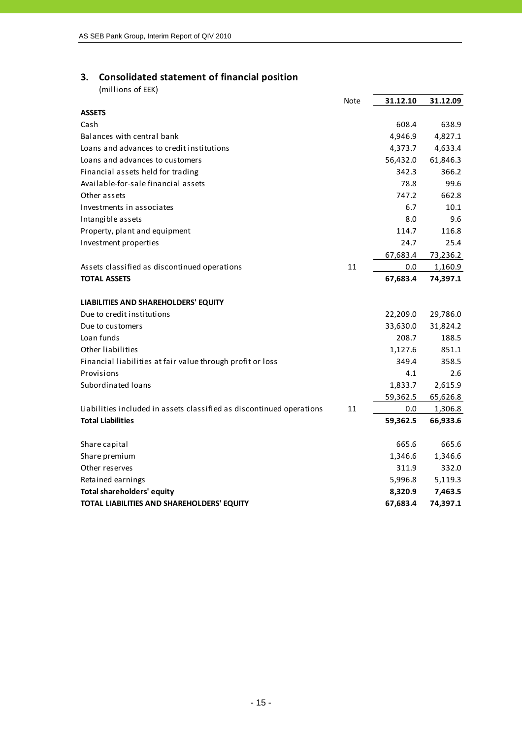## 3. Consolidated statement of financial position

(millions of EEK)

| | Note | 31.12.10 | 31.12.09 |
|---|---|---|---|
| **ASSETS** | | | |
| Cash | | 608.4 | 638.9 |
| Balances with central bank | | 4,946.9 | 4,827.1 |
| Loans and advances to credit institutions | | 4,373.7 | 4,633.4 |
| Loans and advances to customers | | 56,432.0 | 61,846.3 |
| Financial assets held for trading | | 342.3 | 366.2 |
| Available-for-sale financial assets | | 78.8 | 99.6 |
| Other assets | | 747.2 | 662.8 |
| Investments in associates | | 6.7 | 10.1 |
| Intangible assets | | 8.0 | 9.6 |
| Property, plant and equipment | | 114.7 | 116.8 |
| Investment properties | | 24.7 | 25.4 |
| | | 67,683.4 | 73,236.2 |
| Assets classified as discontinued operations | 11 | 0.0 | 1,160.9 |
| **TOTAL ASSETS** | | **67,683.4** | **74,397.1** |
| | | | |
| **LIABILITIES AND SHAREHOLDERS' EQUITY** | | | |
| Due to credit institutions | | 22,209.0 | 29,786.0 |
| Due to customers | | 33,630.0 | 31,824.2 |
| Loan funds | | 208.7 | 188.5 |
| Other liabilities | | 1,127.6 | 851.1 |
| Financial liabilities at fair value through profit or loss | | 349.4 | 358.5 |
| Provisions | | 4.1 | 2.6 |
| Subordinated loans | | 1,833.7 | 2,615.9 |
| | | 59,362.5 | 65,626.8 |
| Liabilities included in assets classified as discontinued operations | 11 | 0.0 | 1,306.8 |
| **Total Liabilities** | | **59,362.5** | **66,933.6** |
| | | | |
| Share capital | | 665.6 | 665.6 |
| Share premium | | 1,346.6 | 1,346.6 |
| Other reserves | | 311.9 | 332.0 |
| Retained earnings | | 5,996.8 | 5,119.3 |
| **Total shareholders' equity** | | **8,320.9** | **7,463.5** |
| **TOTAL LIABILITIES AND SHAREHOLDERS' EQUITY** | | **67,683.4** | **74,397.1** |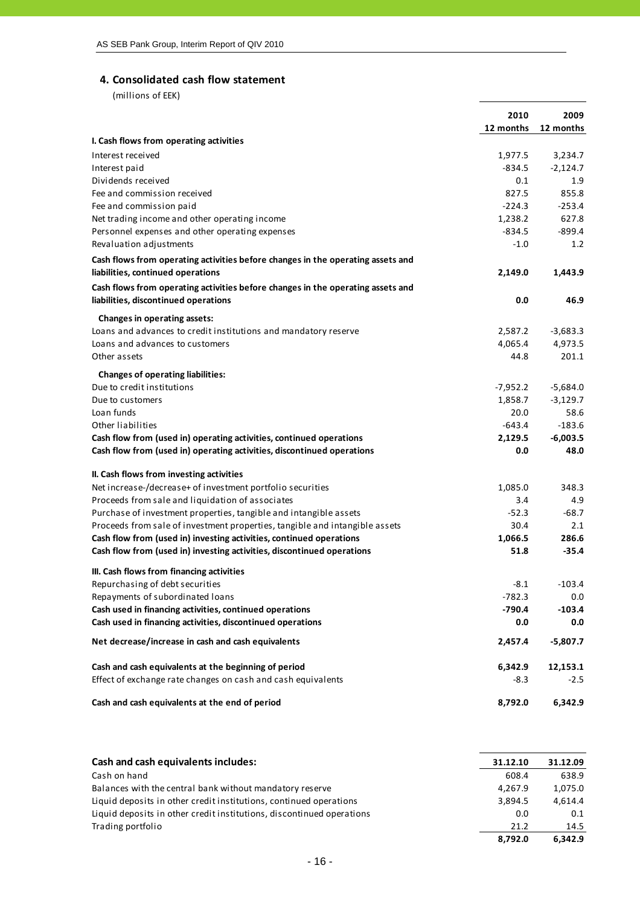## 4. Consolidated cash flow statement

(millions of EEK)

| | 2010 12 months | 2009 12 months |
|---|---|---|
| **I. Cash flows from operating activities** | | |
| Interest received | 1,977.5 | 3,234.7 |
| Interest paid | -834.5 | -2,124.7 |
| Dividends received | 0.1 | 1.9 |
| Fee and commission received | 827.5 | 855.8 |
| Fee and commission paid | -224.3 | -253.4 |
| Net trading income and other operating income | 1,238.2 | 627.8 |
| Personnel expenses and other operating expenses | -834.5 | -899.4 |
| Revaluation adjustments | -1.0 | 1.2 |
| **Cash flows from operating activities before changes in the operating assets and liabilities, continued operations** | **2,149.0** | **1,443.9** |
| **Cash flows from operating activities before changes in the operating assets and liabilities, discontinued operations** | **0.0** | **46.9** |
| **Changes in operating assets:** | | |
| Loans and advances to credit institutions and mandatory reserve | 2,587.2 | -3,683.3 |
| Loans and advances to customers | 4,065.4 | 4,973.5 |
| Other assets | 44.8 | 201.1 |
| **Changes of operating liabilities:** | | |
| Due to credit institutions | -7,952.2 | -5,684.0 |
| Due to customers | 1,858.7 | -3,129.7 |
| Loan funds | 20.0 | 58.6 |
| Other liabilities | -643.4 | -183.6 |
| **Cash flow from (used in) operating activities, continued operations** | **2,129.5** | **-6,003.5** |
| **Cash flow from (used in) operating activities, discontinued operations** | **0.0** | **48.0** |
| **II. Cash flows from investing activities** | | |
| Net increase-/decrease+ of investment portfolio securities | 1,085.0 | 348.3 |
| Proceeds from sale and liquidation of associates | 3.4 | 4.9 |
| Purchase of investment properties, tangible and intangible assets | -52.3 | -68.7 |
| Proceeds from sale of investment properties, tangible and intangible assets | 30.4 | 2.1 |
| **Cash flow from (used in) investing activities, continued operations** | **1,066.5** | **286.6** |
| **Cash flow from (used in) investing activities, discontinued operations** | **51.8** | **-35.4** |
| **III. Cash flows from financing activities** | | |
| Repurchasing of debt securities | -8.1 | -103.4 |
| Repayments of subordinated loans | -782.3 | 0.0 |
| **Cash used in financing activities, continued operations** | **-790.4** | **-103.4** |
| **Cash used in financing activities, discontinued operations** | **0.0** | **0.0** |
| **Net decrease/increase in cash and cash equivalents** | **2,457.4** | **-5,807.7** |
| **Cash and cash equivalents at the beginning of period** | **6,342.9** | **12,153.1** |
| Effect of exchange rate changes on cash and cash equivalents | -8.3 | -2.5 |
| **Cash and cash equivalents at the end of period** | **8,792.0** | **6,342.9** |

| **Cash and cash equivalents includes:** | **31.12.10** | **31.12.09** |
|---|---|---|
| Cash on hand | 608.4 | 638.9 |
| Balances with the central bank without mandatory reserve | 4,267.9 | 1,075.0 |
| Liquid deposits in other credit institutions, continued operations | 3,894.5 | 4,614.4 |
| Liquid deposits in other credit institutions, discontinued operations | 0.0 | 0.1 |
| Trading portfolio | 21.2 | 14.5 |
| | **8,792.0** | **6,342.9** |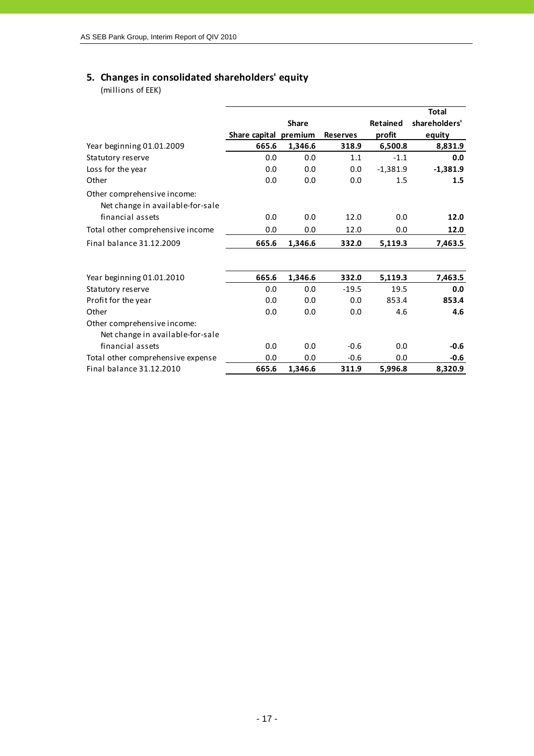## 5. Changes in consolidated shareholders' equity

(millions of EEK)

| | Share capital | Share premium | Reserves | Retained profit | Total shareholders' equity |
|---|---|---|---|---|---|
| Year beginning 01.01.2009 | **665.6** | **1,346.6** | **318.9** | **6,500.8** | **8,831.9** |
| Statutory reserve | 0.0 | 0.0 | 1.1 | -1.1 | **0.0** |
| Loss for the year | 0.0 | 0.0 | 0.0 | -1,381.9 | **-1,381.9** |
| Other | 0.0 | 0.0 | 0.0 | 1.5 | **1.5** |
| Other comprehensive income: | | | | | |
| Net change in available-for-sale financial assets | 0.0 | 0.0 | 12.0 | 0.0 | **12.0** |
| Total other comprehensive income | 0.0 | 0.0 | 12.0 | 0.0 | **12.0** |
| Final balance 31.12.2009 | **665.6** | **1,346.6** | **332.0** | **5,119.3** | **7,463.5** |
| | | | | | |
| Year beginning 01.01.2010 | **665.6** | **1,346.6** | **332.0** | **5,119.3** | **7,463.5** |
| Statutory reserve | 0.0 | 0.0 | -19.5 | 19.5 | **0.0** |
| Profit for the year | 0.0 | 0.0 | 0.0 | 853.4 | **853.4** |
| Other | 0.0 | 0.0 | 0.0 | 4.6 | **4.6** |
| Other comprehensive income: | | | | | |
| Net change in available-for-sale financial assets | 0.0 | 0.0 | -0.6 | 0.0 | **-0.6** |
| Total other comprehensive expense | 0.0 | 0.0 | -0.6 | 0.0 | **-0.6** |
| Final balance 31.12.2010 | **665.6** | **1,346.6** | **311.9** | **5,996.8** | **8,320.9** |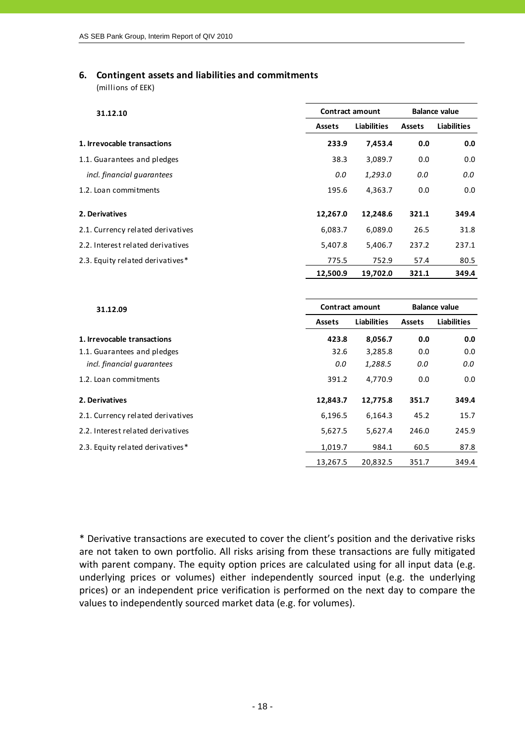## 6. Contingent assets and liabilities and commitments

(millions of EEK)

| 31.12.10 | Contract amount | | Balance value | |
|---|---|---|---|---|
| | **Assets** | **Liabilities** | **Assets** | **Liabilities** |
| **1. Irrevocable transactions** | **233.9** | **7,453.4** | **0.0** | **0.0** |
| 1.1. Guarantees and pledges | 38.3 | 3,089.7 | 0.0 | 0.0 |
| *incl. financial guarantees* | *0.0* | *1,293.0* | *0.0* | *0.0* |
| 1.2. Loan commitments | 195.6 | 4,363.7 | 0.0 | 0.0 |
| **2. Derivatives** | **12,267.0** | **12,248.6** | **321.1** | **349.4** |
| 2.1. Currency related derivatives | 6,083.7 | 6,089.0 | 26.5 | 31.8 |
| 2.2. Interest related derivatives | 5,407.8 | 5,406.7 | 237.2 | 237.1 |
| 2.3. Equity related derivatives* | 775.5 | 752.9 | 57.4 | 80.5 |
| | **12,500.9** | **19,702.0** | **321.1** | **349.4** |

| 31.12.09 | Contract amount | | Balance value | |
|---|---|---|---|---|
| | **Assets** | **Liabilities** | **Assets** | **Liabilities** |
| **1. Irrevocable transactions** | **423.8** | **8,056.7** | **0.0** | **0.0** |
| 1.1. Guarantees and pledges | 32.6 | 3,285.8 | 0.0 | 0.0 |
| *incl. financial guarantees* | *0.0* | *1,288.5* | *0.0* | *0.0* |
| 1.2. Loan commitments | 391.2 | 4,770.9 | 0.0 | 0.0 |
| **2. Derivatives** | **12,843.7** | **12,775.8** | **351.7** | **349.4** |
| 2.1. Currency related derivatives | 6,196.5 | 6,164.3 | 45.2 | 15.7 |
| 2.2. Interest related derivatives | 5,627.5 | 5,627.4 | 246.0 | 245.9 |
| 2.3. Equity related derivatives* | 1,019.7 | 984.1 | 60.5 | 87.8 |
| | 13,267.5 | 20,832.5 | 351.7 | 349.4 |

* Derivative transactions are executed to cover the client's position and the derivative risks are not taken to own portfolio. All risks arising from these transactions are fully mitigated with parent company. The equity option prices are calculated using for all input data (e.g. underlying prices or volumes) either independently sourced input (e.g. the underlying prices) or an independent price verification is performed on the next day to compare the values to independently sourced market data (e.g. for volumes).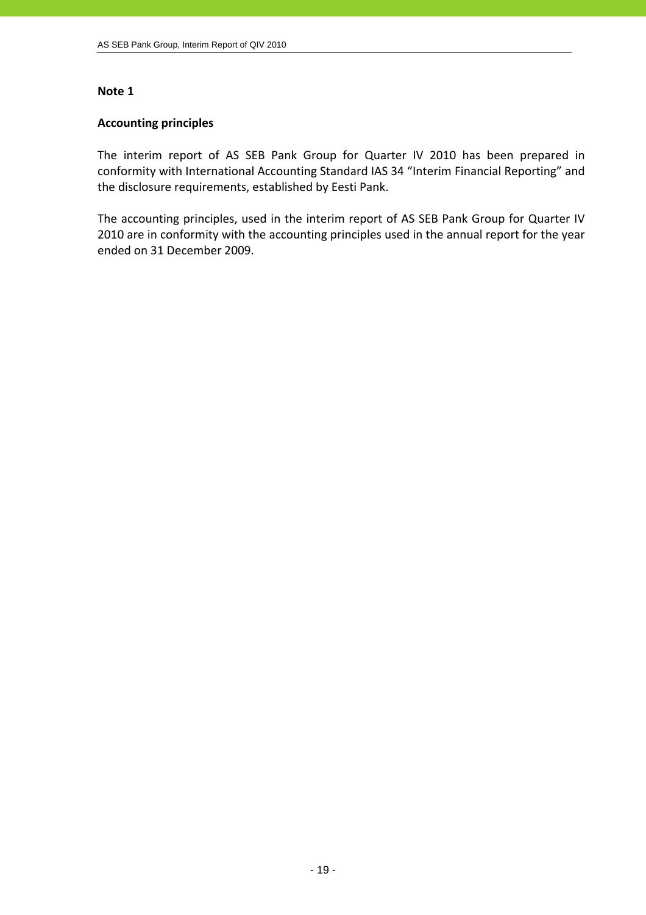**Note 1**

**Accounting principles**

The interim report of AS SEB Pank Group for Quarter IV 2010 has been prepared in conformity with International Accounting Standard IAS 34 "Interim Financial Reporting" and the disclosure requirements, established by Eesti Pank.

The accounting principles, used in the interim report of AS SEB Pank Group for Quarter IV 2010 are in conformity with the accounting principles used in the annual report for the year ended on 31 December 2009.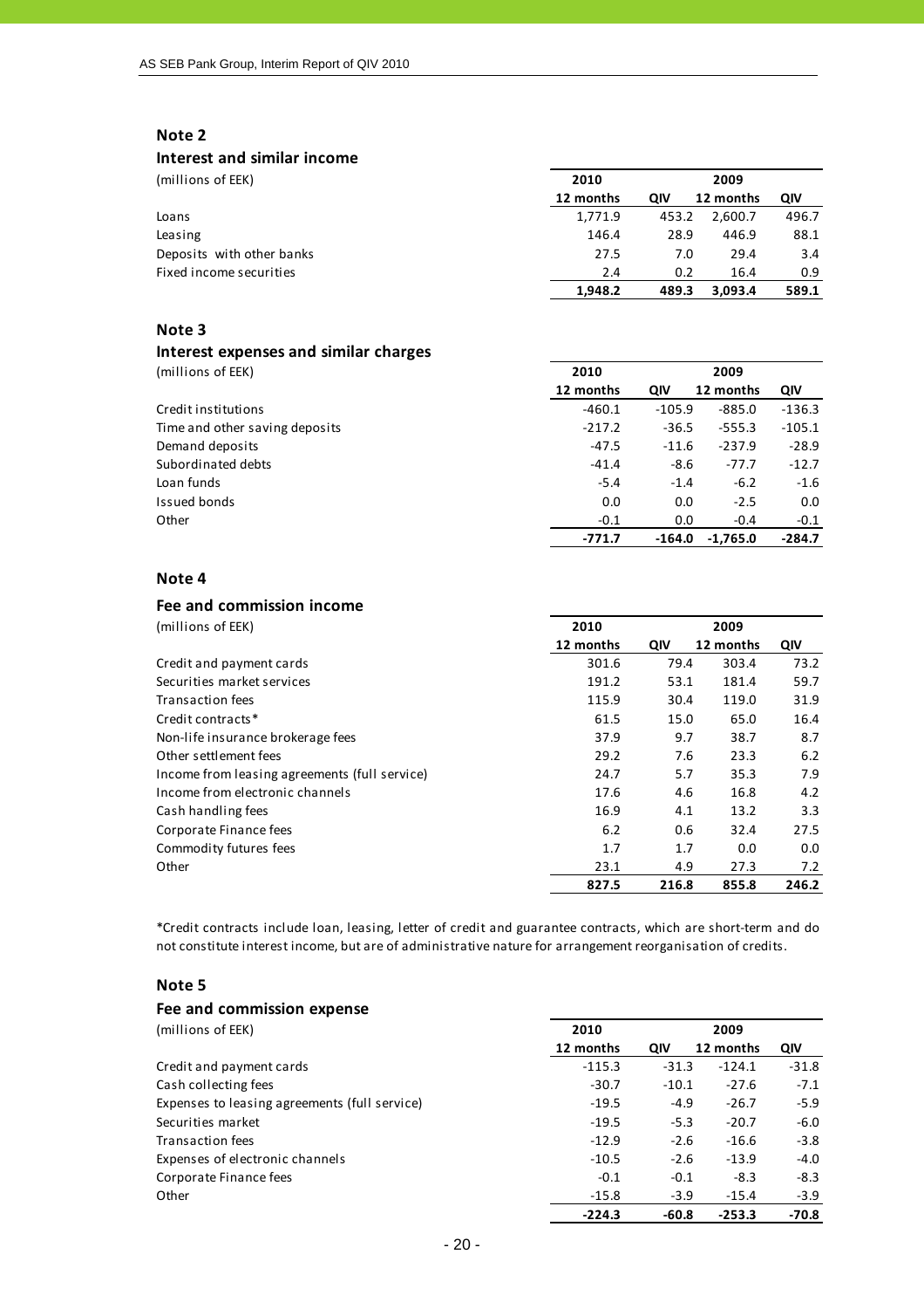## Note 2

### Interest and similar income

| (millions of EEK) | 2010 | | 2009 | |
|---|---|---|---|---|
| | 12 months | QIV | 12 months | QIV |
| Loans | 1,771.9 | 453.2 | 2,600.7 | 496.7 |
| Leasing | 146.4 | 28.9 | 446.9 | 88.1 |
| Deposits with other banks | 27.5 | 7.0 | 29.4 | 3.4 |
| Fixed income securities | 2.4 | 0.2 | 16.4 | 0.9 |
| | **1,948.2** | **489.3** | **3,093.4** | **589.1** |

## Note 3

### Interest expenses and similar charges

| (millions of EEK) | 2010 | | 2009 | |
|---|---|---|---|---|
| | 12 months | QIV | 12 months | QIV |
| Credit institutions | -460.1 | -105.9 | -885.0 | -136.3 |
| Time and other saving deposits | -217.2 | -36.5 | -555.3 | -105.1 |
| Demand deposits | -47.5 | -11.6 | -237.9 | -28.9 |
| Subordinated debts | -41.4 | -8.6 | -77.7 | -12.7 |
| Loan funds | -5.4 | -1.4 | -6.2 | -1.6 |
| Issued bonds | 0.0 | 0.0 | -2.5 | 0.0 |
| Other | -0.1 | 0.0 | -0.4 | -0.1 |
| | **-771.7** | **-164.0** | **-1,765.0** | **-284.7** |

## Note 4

### Fee and commission income

| (millions of EEK) | 2010 | | 2009 | |
|---|---|---|---|---|
| | 12 months | QIV | 12 months | QIV |
| Credit and payment cards | 301.6 | 79.4 | 303.4 | 73.2 |
| Securities market services | 191.2 | 53.1 | 181.4 | 59.7 |
| Transaction fees | 115.9 | 30.4 | 119.0 | 31.9 |
| Credit contracts* | 61.5 | 15.0 | 65.0 | 16.4 |
| Non-life insurance brokerage fees | 37.9 | 9.7 | 38.7 | 8.7 |
| Other settlement fees | 29.2 | 7.6 | 23.3 | 6.2 |
| Income from leasing agreements (full service) | 24.7 | 5.7 | 35.3 | 7.9 |
| Income from electronic channels | 17.6 | 4.6 | 16.8 | 4.2 |
| Cash handling fees | 16.9 | 4.1 | 13.2 | 3.3 |
| Corporate Finance fees | 6.2 | 0.6 | 32.4 | 27.5 |
| Commodity futures fees | 1.7 | 1.7 | 0.0 | 0.0 |
| Other | 23.1 | 4.9 | 27.3 | 7.2 |
| | **827.5** | **216.8** | **855.8** | **246.2** |

*Credit contracts include loan, leasing, letter of credit and guarantee contracts, which are short-term and do not constitute interest income, but are of administrative nature for arrangement reorganisation of credits.

## Note 5

### Fee and commission expense

| (millions of EEK) | 2010 | | 2009 | |
|---|---|---|---|---|
| | 12 months | QIV | 12 months | QIV |
| Credit and payment cards | -115.3 | -31.3 | -124.1 | -31.8 |
| Cash collecting fees | -30.7 | -10.1 | -27.6 | -7.1 |
| Expenses to leasing agreements (full service) | -19.5 | -4.9 | -26.7 | -5.9 |
| Securities market | -19.5 | -5.3 | -20.7 | -6.0 |
| Transaction fees | -12.9 | -2.6 | -16.6 | -3.8 |
| Expenses of electronic channels | -10.5 | -2.6 | -13.9 | -4.0 |
| Corporate Finance fees | -0.1 | -0.1 | -8.3 | -8.3 |
| Other | -15.8 | -3.9 | -15.4 | -3.9 |
| | **-224.3** | **-60.8** | **-253.3** | **-70.8** |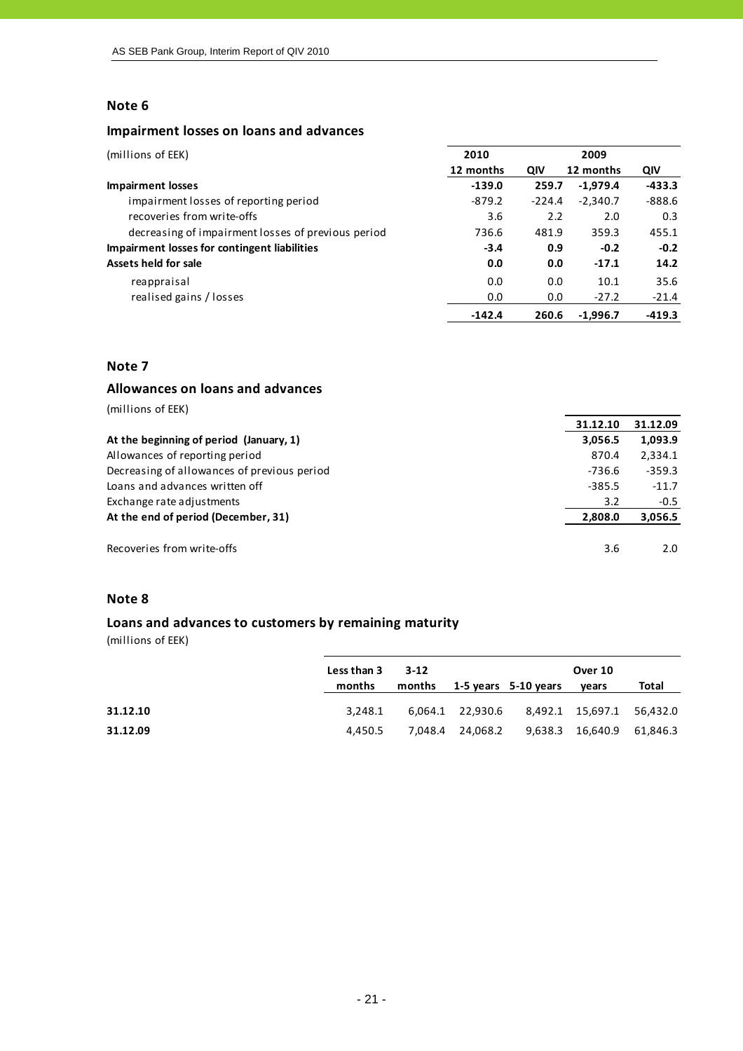## Note 6

### Impairment losses on loans and advances

| (millions of EEK) | 2010 | | 2009 | |
|---|---|---|---|---|
| | 12 months | QIV | 12 months | QIV |
| **Impairment losses** | **-139.0** | **259.7** | **-1,979.4** | **-433.3** |
| impairment losses of reporting period | -879.2 | -224.4 | -2,340.7 | -888.6 |
| recoveries from write-offs | 3.6 | 2.2 | 2.0 | 0.3 |
| decreasing of impairment losses of previous period | 736.6 | 481.9 | 359.3 | 455.1 |
| **Impairment losses for contingent liabilities** | **-3.4** | **0.9** | **-0.2** | **-0.2** |
| **Assets held for sale** | **0.0** | **0.0** | **-17.1** | **14.2** |
| reappraisal | 0.0 | 0.0 | 10.1 | 35.6 |
| realised gains / losses | 0.0 | 0.0 | -27.2 | -21.4 |
| | **-142.4** | **260.6** | **-1,996.7** | **-419.3** |

## Note 7

### Allowances on loans and advances

(millions of EEK)

| | 31.12.10 | 31.12.09 |
|---|---|---|
| **At the beginning of period (January, 1)** | **3,056.5** | **1,093.9** |
| Allowances of reporting period | 870.4 | 2,334.1 |
| Decreasing of allowances of previous period | -736.6 | -359.3 |
| Loans and advances written off | -385.5 | -11.7 |
| Exchange rate adjustments | 3.2 | -0.5 |
| **At the end of period (December, 31)** | **2,808.0** | **3,056.5** |
| | | |
| Recoveries from write-offs | 3.6 | 2.0 |

## Note 8

### Loans and advances to customers by remaining maturity

(millions of EEK)

| | Less than 3 months | 3-12 months | 1-5 years | 5-10 years | Over 10 years | Total |
|---|---|---|---|---|---|---|
| **31.12.10** | 3,248.1 | 6,064.1 | 22,930.6 | 8,492.1 | 15,697.1 | 56,432.0 |
| **31.12.09** | 4,450.5 | 7,048.4 | 24,068.2 | 9,638.3 | 16,640.9 | 61,846.3 |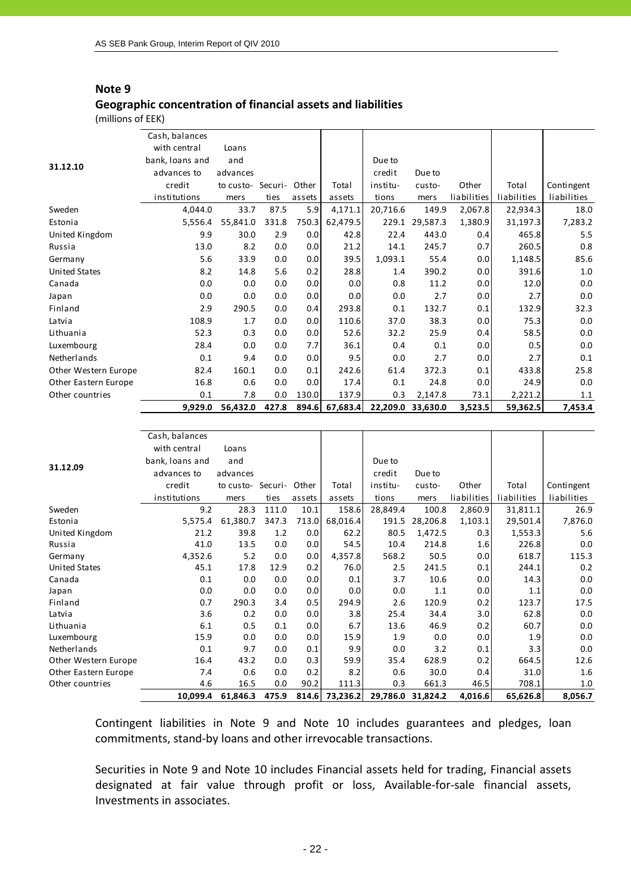## Note 9

### Geographic concentration of financial assets and liabilities

(millions of EEK)

| 31.12.10 | Cash, balances with central bank, loans and advances to credit institutions | Loans and advances to customers | Securities | Other assets | Total assets | Due to credit institutions | Due to customers | Other liabilities | Total liabilities | Contingent liabilities |
|---|---|---|---|---|---|---|---|---|---|---|
| Sweden | 4,044.0 | 33.7 | 87.5 | 5.9 | 4,171.1 | 20,716.6 | 149.9 | 2,067.8 | 22,934.3 | 18.0 |
| Estonia | 5,556.4 | 55,841.0 | 331.8 | 750.3 | 62,479.5 | 229.1 | 29,587.3 | 1,380.9 | 31,197.3 | 7,283.2 |
| United Kingdom | 9.9 | 30.0 | 2.9 | 0.0 | 42.8 | 22.4 | 443.0 | 0.4 | 465.8 | 5.5 |
| Russia | 13.0 | 8.2 | 0.0 | 0.0 | 21.2 | 14.1 | 245.7 | 0.7 | 260.5 | 0.8 |
| Germany | 5.6 | 33.9 | 0.0 | 0.0 | 39.5 | 1,093.1 | 55.4 | 0.0 | 1,148.5 | 85.6 |
| United States | 8.2 | 14.8 | 5.6 | 0.2 | 28.8 | 1.4 | 390.2 | 0.0 | 391.6 | 1.0 |
| Canada | 0.0 | 0.0 | 0.0 | 0.0 | 0.0 | 0.8 | 11.2 | 0.0 | 12.0 | 0.0 |
| Japan | 0.0 | 0.0 | 0.0 | 0.0 | 0.0 | 0.0 | 2.7 | 0.0 | 2.7 | 0.0 |
| Finland | 2.9 | 290.5 | 0.0 | 0.4 | 293.8 | 0.1 | 132.7 | 0.1 | 132.9 | 32.3 |
| Latvia | 108.9 | 1.7 | 0.0 | 0.0 | 110.6 | 37.0 | 38.3 | 0.0 | 75.3 | 0.0 |
| Lithuania | 52.3 | 0.3 | 0.0 | 0.0 | 52.6 | 32.2 | 25.9 | 0.4 | 58.5 | 0.0 |
| Luxembourg | 28.4 | 0.0 | 0.0 | 7.7 | 36.1 | 0.4 | 0.1 | 0.0 | 0.5 | 0.0 |
| Netherlands | 0.1 | 9.4 | 0.0 | 0.0 | 9.5 | 0.0 | 2.7 | 0.0 | 2.7 | 0.1 |
| Other Western Europe | 82.4 | 160.1 | 0.0 | 0.1 | 242.6 | 61.4 | 372.3 | 0.1 | 433.8 | 25.8 |
| Other Eastern Europe | 16.8 | 0.6 | 0.0 | 0.0 | 17.4 | 0.1 | 24.8 | 0.0 | 24.9 | 0.0 |
| Other countries | 0.1 | 7.8 | 0.0 | 130.0 | 137.9 | 0.3 | 2,147.8 | 73.1 | 2,221.2 | 1.1 |
| | **9,929.0** | **56,432.0** | **427.8** | **894.6** | **67,683.4** | **22,209.0** | **33,630.0** | **3,523.5** | **59,362.5** | **7,453.4** |

| 31.12.09 | Cash, balances with central bank, loans and advances to credit institutions | Loans and advances to customers | Securities | Other assets | Total assets | Due to credit institutions | Due to customers | Other liabilities | Total liabilities | Contingent liabilities |
|---|---|---|---|---|---|---|---|---|---|---|
| Sweden | 9.2 | 28.3 | 111.0 | 10.1 | 158.6 | 28,849.4 | 100.8 | 2,860.9 | 31,811.1 | 26.9 |
| Estonia | 5,575.4 | 61,380.7 | 347.3 | 713.0 | 68,016.4 | 191.5 | 28,206.8 | 1,103.1 | 29,501.4 | 7,876.0 |
| United Kingdom | 21.2 | 39.8 | 1.2 | 0.0 | 62.2 | 80.5 | 1,472.5 | 0.3 | 1,553.3 | 5.6 |
| Russia | 41.0 | 13.5 | 0.0 | 0.0 | 54.5 | 10.4 | 214.8 | 1.6 | 226.8 | 0.0 |
| Germany | 4,352.6 | 5.2 | 0.0 | 0.0 | 4,357.8 | 568.2 | 50.5 | 0.0 | 618.7 | 115.3 |
| United States | 45.1 | 17.8 | 12.9 | 0.2 | 76.0 | 2.5 | 241.5 | 0.1 | 244.1 | 0.2 |
| Canada | 0.1 | 0.0 | 0.0 | 0.0 | 0.1 | 3.7 | 10.6 | 0.0 | 14.3 | 0.0 |
| Japan | 0.0 | 0.0 | 0.0 | 0.0 | 0.0 | 0.0 | 1.1 | 0.0 | 1.1 | 0.0 |
| Finland | 0.7 | 290.3 | 3.4 | 0.5 | 294.9 | 2.6 | 120.9 | 0.2 | 123.7 | 17.5 |
| Latvia | 3.6 | 0.2 | 0.0 | 0.0 | 3.8 | 25.4 | 34.4 | 3.0 | 62.8 | 0.0 |
| Lithuania | 6.1 | 0.5 | 0.1 | 0.0 | 6.7 | 13.6 | 46.9 | 0.2 | 60.7 | 0.0 |
| Luxembourg | 15.9 | 0.0 | 0.0 | 0.0 | 15.9 | 1.9 | 0.0 | 0.0 | 1.9 | 0.0 |
| Netherlands | 0.1 | 9.7 | 0.0 | 0.1 | 9.9 | 0.0 | 3.2 | 0.1 | 3.3 | 0.0 |
| Other Western Europe | 16.4 | 43.2 | 0.0 | 0.3 | 59.9 | 35.4 | 628.9 | 0.2 | 664.5 | 12.6 |
| Other Eastern Europe | 7.4 | 0.6 | 0.0 | 0.2 | 8.2 | 0.6 | 30.0 | 0.4 | 31.0 | 1.6 |
| Other countries | 4.6 | 16.5 | 0.0 | 90.2 | 111.3 | 0.3 | 661.3 | 46.5 | 708.1 | 1.0 |
| | **10,099.4** | **61,846.3** | **475.9** | **814.6** | **73,236.2** | **29,786.0** | **31,824.2** | **4,016.6** | **65,626.8** | **8,056.7** |

Contingent liabilities in Note 9 and Note 10 includes guarantees and pledges, loan commitments, stand-by loans and other irrevocable transactions.

Securities in Note 9 and Note 10 includes Financial assets held for trading, Financial assets designated at fair value through profit or loss, Available-for-sale financial assets, Investments in associates.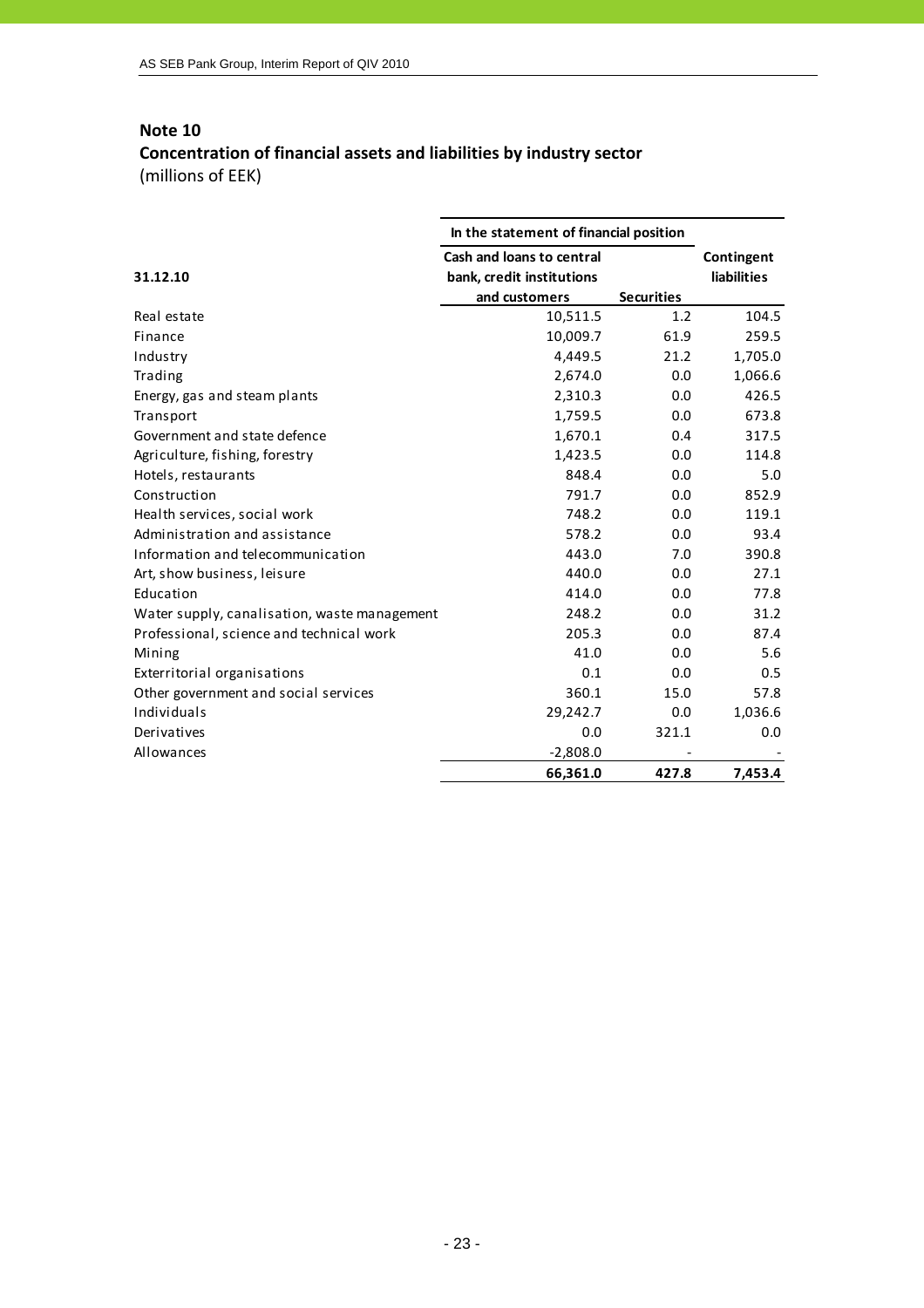## Note 10

### Concentration of financial assets and liabilities by industry sector

(millions of EEK)

| 31.12.10 | In the statement of financial position | | |
|---|---|---|---|
| | Cash and loans to central bank, credit institutions and customers | Securities | Contingent liabilities |
| Real estate | 10,511.5 | 1.2 | 104.5 |
| Finance | 10,009.7 | 61.9 | 259.5 |
| Industry | 4,449.5 | 21.2 | 1,705.0 |
| Trading | 2,674.0 | 0.0 | 1,066.6 |
| Energy, gas and steam plants | 2,310.3 | 0.0 | 426.5 |
| Transport | 1,759.5 | 0.0 | 673.8 |
| Government and state defence | 1,670.1 | 0.4 | 317.5 |
| Agriculture, fishing, forestry | 1,423.5 | 0.0 | 114.8 |
| Hotels, restaurants | 848.4 | 0.0 | 5.0 |
| Construction | 791.7 | 0.0 | 852.9 |
| Health services, social work | 748.2 | 0.0 | 119.1 |
| Administration and assistance | 578.2 | 0.0 | 93.4 |
| Information and telecommunication | 443.0 | 7.0 | 390.8 |
| Art, show business, leisure | 440.0 | 0.0 | 27.1 |
| Education | 414.0 | 0.0 | 77.8 |
| Water supply, canalisation, waste management | 248.2 | 0.0 | 31.2 |
| Professional, science and technical work | 205.3 | 0.0 | 87.4 |
| Mining | 41.0 | 0.0 | 5.6 |
| Exterritorial organisations | 0.1 | 0.0 | 0.5 |
| Other government and social services | 360.1 | 15.0 | 57.8 |
| Individuals | 29,242.7 | 0.0 | 1,036.6 |
| Derivatives | 0.0 | 321.1 | 0.0 |
| Allowances | -2,808.0 | - | - |
| | **66,361.0** | **427.8** | **7,453.4** |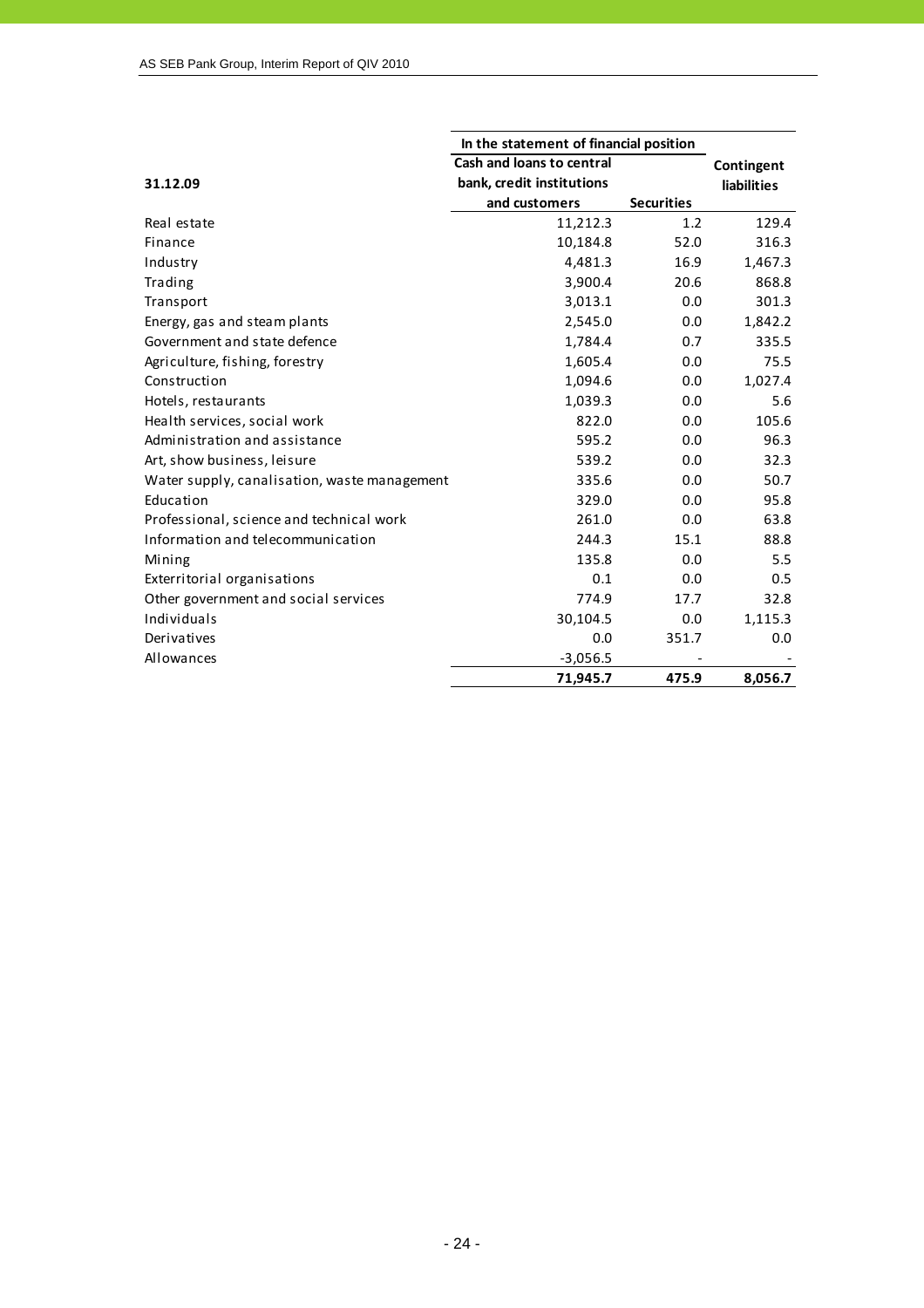| 31.12.09 | In the statement of financial position | | Contingent liabilities |
|---|---|---|---|
| | Cash and loans to central bank, credit institutions and customers | Securities | |
| Real estate | 11,212.3 | 1.2 | 129.4 |
| Finance | 10,184.8 | 52.0 | 316.3 |
| Industry | 4,481.3 | 16.9 | 1,467.3 |
| Trading | 3,900.4 | 20.6 | 868.8 |
| Transport | 3,013.1 | 0.0 | 301.3 |
| Energy, gas and steam plants | 2,545.0 | 0.0 | 1,842.2 |
| Government and state defence | 1,784.4 | 0.7 | 335.5 |
| Agriculture, fishing, forestry | 1,605.4 | 0.0 | 75.5 |
| Construction | 1,094.6 | 0.0 | 1,027.4 |
| Hotels, restaurants | 1,039.3 | 0.0 | 5.6 |
| Health services, social work | 822.0 | 0.0 | 105.6 |
| Administration and assistance | 595.2 | 0.0 | 96.3 |
| Art, show business, leisure | 539.2 | 0.0 | 32.3 |
| Water supply, canalisation, waste management | 335.6 | 0.0 | 50.7 |
| Education | 329.0 | 0.0 | 95.8 |
| Professional, science and technical work | 261.0 | 0.0 | 63.8 |
| Information and telecommunication | 244.3 | 15.1 | 88.8 |
| Mining | 135.8 | 0.0 | 5.5 |
| Exterritorial organisations | 0.1 | 0.0 | 0.5 |
| Other government and social services | 774.9 | 17.7 | 32.8 |
| Individuals | 30,104.5 | 0.0 | 1,115.3 |
| Derivatives | 0.0 | 351.7 | 0.0 |
| Allowances | -3,056.5 | - | - |
| | **71,945.7** | **475.9** | **8,056.7** |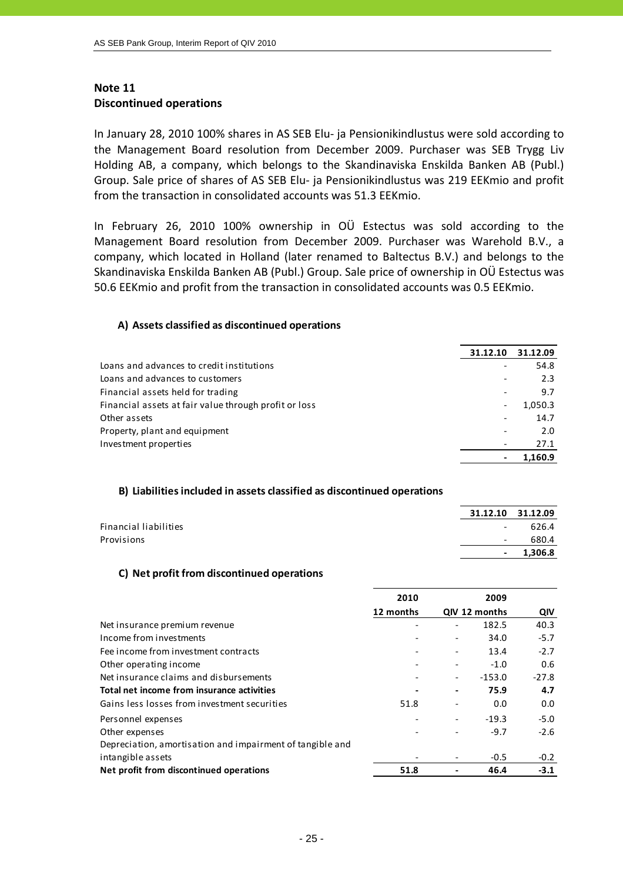## Note 11
## Discontinued operations

In January 28, 2010 100% shares in AS SEB Elu- ja Pensionikindlustus were sold according to the Management Board resolution from December 2009. Purchaser was SEB Trygg Liv Holding AB, a company, which belongs to the Skandinaviska Enskilda Banken AB (Publ.) Group. Sale price of shares of AS SEB Elu- ja Pensionikindlustus was 219 EEKmio and profit from the transaction in consolidated accounts was 51.3 EEKmio.

In February 26, 2010 100% ownership in OÜ Estectus was sold according to the Management Board resolution from December 2009. Purchaser was Warehold B.V., a company, which located in Holland (later renamed to Baltectus B.V.) and belongs to the Skandinaviska Enskilda Banken AB (Publ.) Group. Sale price of ownership in OÜ Estectus was 50.6 EEKmio and profit from the transaction in consolidated accounts was 0.5 EEKmio.

### A) Assets classified as discontinued operations

| | 31.12.10 | 31.12.09 |
|---|---|---|
| Loans and advances to credit institutions | - | 54.8 |
| Loans and advances to customers | - | 2.3 |
| Financial assets held for trading | - | 9.7 |
| Financial assets at fair value through profit or loss | - | 1,050.3 |
| Other assets | - | 14.7 |
| Property, plant and equipment | - | 2.0 |
| Investment properties | - | 27.1 |
| | **-** | **1,160.9** |

### B) Liabilities included in assets classified as discontinued operations

| | 31.12.10 | 31.12.09 |
|---|---|---|
| Financial liabilities | - | 626.4 |
| Provisions | - | 680.4 |
| | **-** | **1,306.8** |

### C) Net profit from discontinued operations

| | 2010 | | 2009 | |
|---|---|---|---|---|
| | 12 months | QIV | 12 months | QIV |
| Net insurance premium revenue | - | - | 182.5 | 40.3 |
| Income from investments | - | - | 34.0 | -5.7 |
| Fee income from investment contracts | - | - | 13.4 | -2.7 |
| Other operating income | - | - | -1.0 | 0.6 |
| Net insurance claims and disbursements | - | - | -153.0 | -27.8 |
| **Total net income from insurance activities** | **-** | **-** | **75.9** | **4.7** |
| Gains less losses from investment securities | 51.8 | - | 0.0 | 0.0 |
| Personnel expenses | - | - | -19.3 | -5.0 |
| Other expenses | - | - | -9.7 | -2.6 |
| Depreciation, amortisation and impairment of tangible and intangible assets | - | - | -0.5 | -0.2 |
| **Net profit from discontinued operations** | **51.8** | **-** | **46.4** | **-3.1** |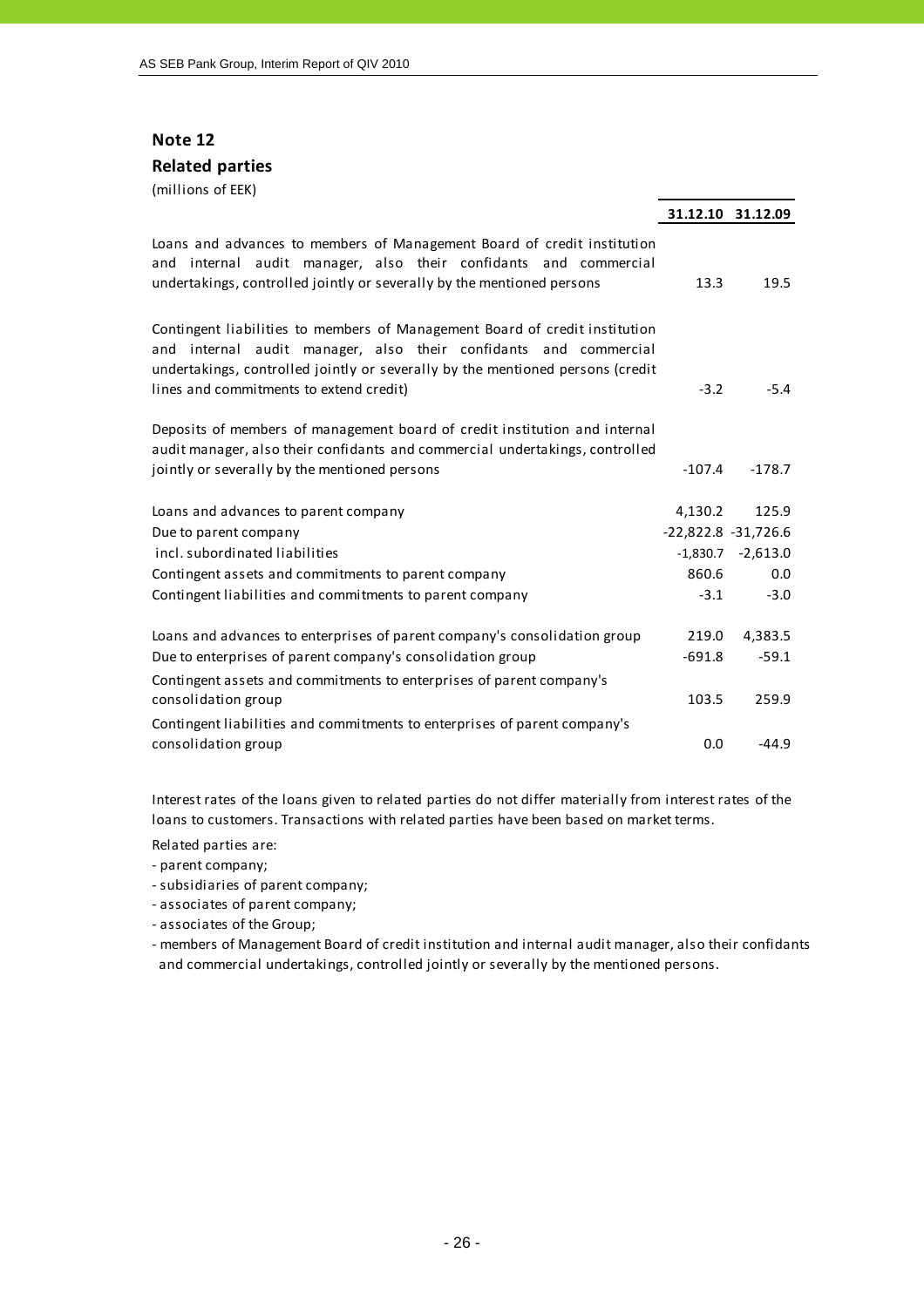## Note 12

## Related parties

(millions of EEK)

| | 31.12.10 | 31.12.09 |
|---|---|---|
| Loans and advances to members of Management Board of credit institution and internal audit manager, also their confidants and commercial undertakings, controlled jointly or severally by the mentioned persons | 13.3 | 19.5 |
| Contingent liabilities to members of Management Board of credit institution and internal audit manager, also their confidants and commercial undertakings, controlled jointly or severally by the mentioned persons (credit lines and commitments to extend credit) | -3.2 | -5.4 |
| Deposits of members of management board of credit institution and internal audit manager, also their confidants and commercial undertakings, controlled jointly or severally by the mentioned persons | -107.4 | -178.7 |
| Loans and advances to parent company | 4,130.2 | 125.9 |
| Due to parent company | -22,822.8 | -31,726.6 |
| incl. subordinated liabilities | -1,830.7 | -2,613.0 |
| Contingent assets and commitments to parent company | 860.6 | 0.0 |
| Contingent liabilities and commitments to parent company | -3.1 | -3.0 |
| Loans and advances to enterprises of parent company's consolidation group | 219.0 | 4,383.5 |
| Due to enterprises of parent company's consolidation group | -691.8 | -59.1 |
| Contingent assets and commitments to enterprises of parent company's consolidation group | 103.5 | 259.9 |
| Contingent liabilities and commitments to enterprises of parent company's consolidation group | 0.0 | -44.9 |

Interest rates of the loans given to related parties do not differ materially from interest rates of the loans to customers. Transactions with related parties have been based on market terms.

Related parties are:

- parent company;
- subsidiaries of parent company;
- associates of parent company;
- associates of the Group;
- members of Management Board of credit institution and internal audit manager, also their confidants and commercial undertakings, controlled jointly or severally by the mentioned persons.